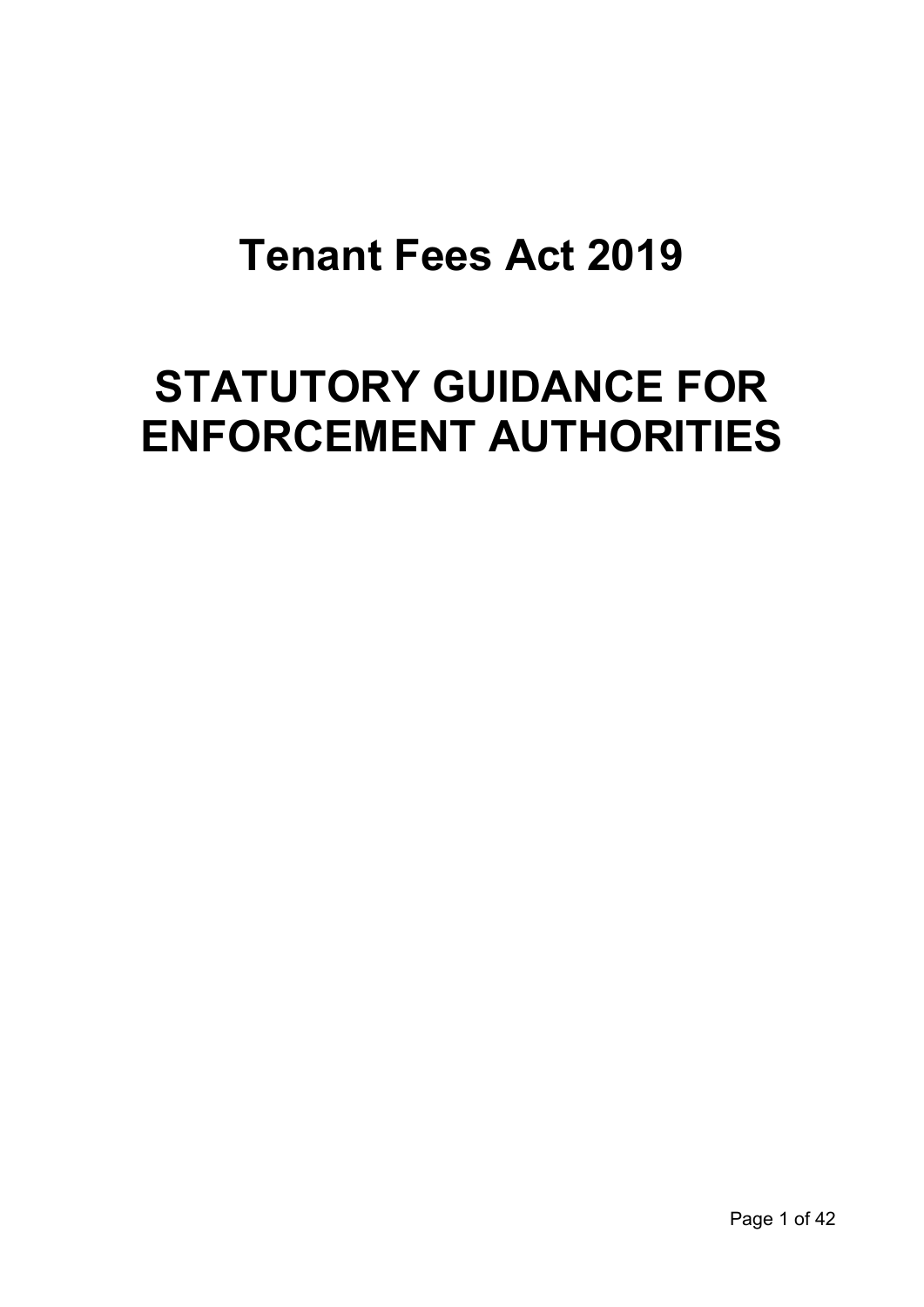# Tenant Fees Act 2019

# STATUTORY GUIDANCE FOR ENFORCEMENT AUTHORITIES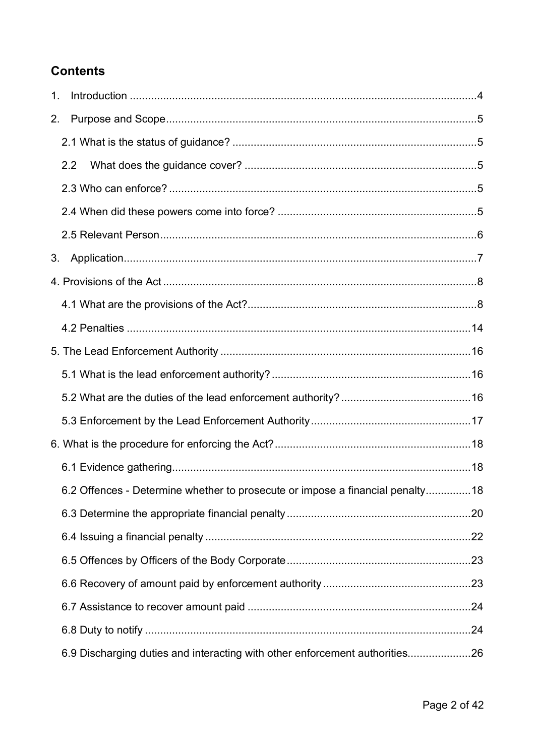## Contents

1. Introduction ....................................................................................................................4
2. Purpose and Scope.......................................................................................................5
   2.1 What is the status of guidance? ................................................................................5
   2.2 What does the guidance cover? ............................................................................5
   2.3 Who can enforce? .....................................................................................................5
   2.4 When did these powers come into force? .................................................................5
   2.5 Relevant Person.........................................................................................................6
3. Application.....................................................................................................................7
4. Provisions of the Act ........................................................................................................8
   4.1 What are the provisions of the Act?...........................................................................8
   4.2 Penalties ..................................................................................................................14
5. The Lead Enforcement Authority ..................................................................................16
   5.1 What is the lead enforcement authority? .................................................................16
   5.2 What are the duties of the lead enforcement authority? ...........................................16
   5.3 Enforcement by the Lead Enforcement Authority.....................................................17
6. What is the procedure for enforcing the Act? ................................................................18
   6.1 Evidence gathering...................................................................................................18
   6.2 Offences - Determine whether to prosecute or impose a financial penalty...............18
   6.3 Determine the appropriate financial penalty .............................................................20
   6.4 Issuing a financial penalty .......................................................................................22
   6.5 Offences by Officers of the Body Corporate .............................................................23
   6.6 Recovery of amount paid by enforcement authority .................................................23
   6.7 Assistance to recover amount paid ..........................................................................24
   6.8 Duty to notify ............................................................................................................24
   6.9 Discharging duties and interacting with other enforcement authorities.....................26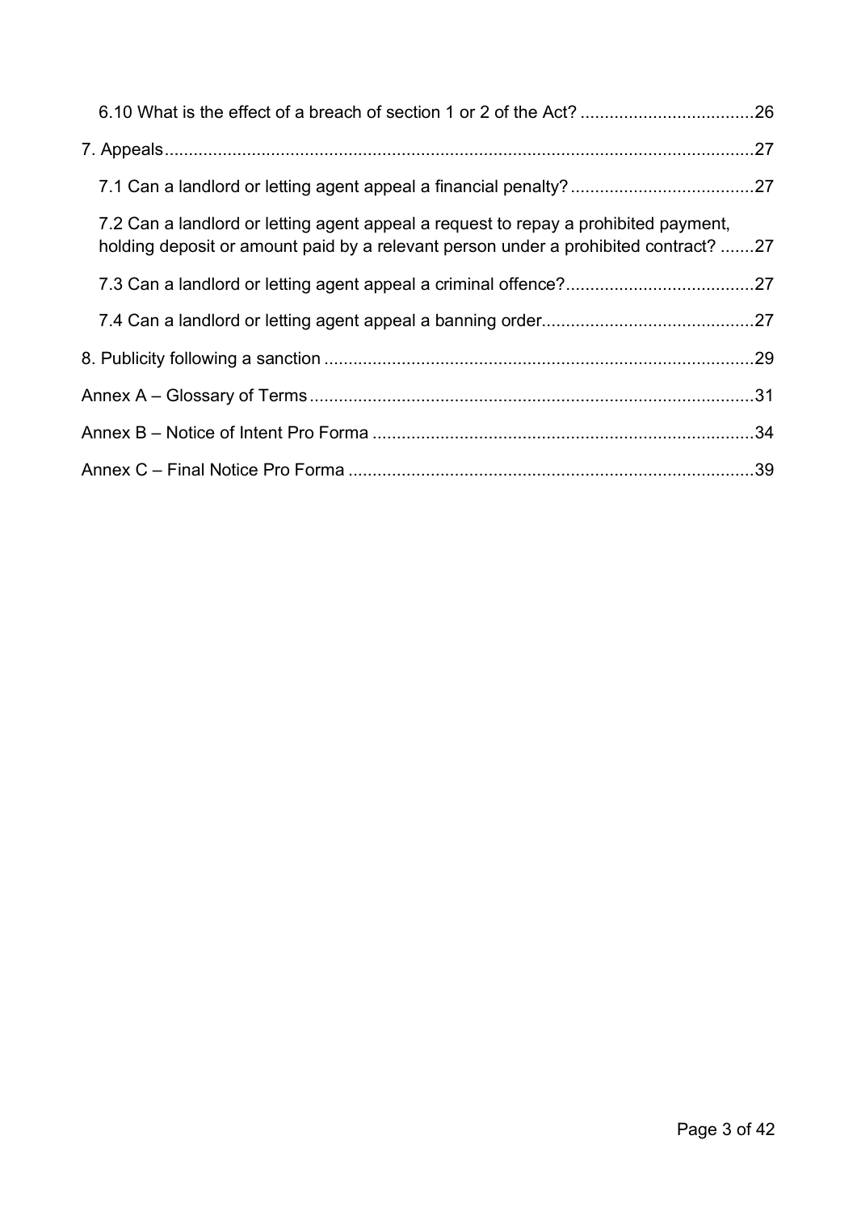6.10 What is the effect of a breach of section 1 or 2 of the Act? ....................................26

7. Appeals..........................................................................................................................27

7.1 Can a landlord or letting agent appeal a financial penalty? ......................................27

7.2 Can a landlord or letting agent appeal a request to repay a prohibited payment, holding deposit or amount paid by a relevant person under a prohibited contract? .......27

7.3 Can a landlord or letting agent appeal a criminal offence?.......................................27

7.4 Can a landlord or letting agent appeal a banning order............................................27

8. Publicity following a sanction .........................................................................................29

Annex A – Glossary of Terms ...........................................................................................31

Annex B – Notice of Intent Pro Forma ...............................................................................34

Annex C – Final Notice Pro Forma ....................................................................................39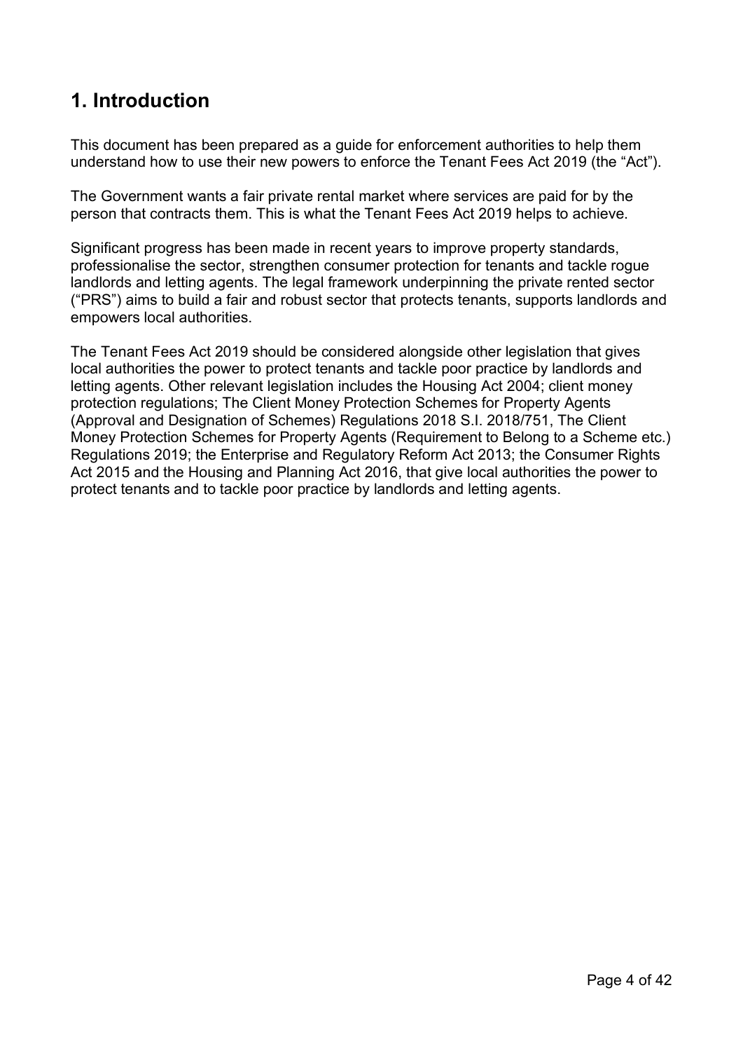# 1. Introduction

This document has been prepared as a guide for enforcement authorities to help them understand how to use their new powers to enforce the Tenant Fees Act 2019 (the "Act").

The Government wants a fair private rental market where services are paid for by the person that contracts them. This is what the Tenant Fees Act 2019 helps to achieve.

Significant progress has been made in recent years to improve property standards, professionalise the sector, strengthen consumer protection for tenants and tackle rogue landlords and letting agents. The legal framework underpinning the private rented sector ("PRS") aims to build a fair and robust sector that protects tenants, supports landlords and empowers local authorities.

The Tenant Fees Act 2019 should be considered alongside other legislation that gives local authorities the power to protect tenants and tackle poor practice by landlords and letting agents. Other relevant legislation includes the Housing Act 2004; client money protection regulations; The Client Money Protection Schemes for Property Agents (Approval and Designation of Schemes) Regulations 2018 S.I. 2018/751, The Client Money Protection Schemes for Property Agents (Requirement to Belong to a Scheme etc.) Regulations 2019; the Enterprise and Regulatory Reform Act 2013; the Consumer Rights Act 2015 and the Housing and Planning Act 2016, that give local authorities the power to protect tenants and to tackle poor practice by landlords and letting agents.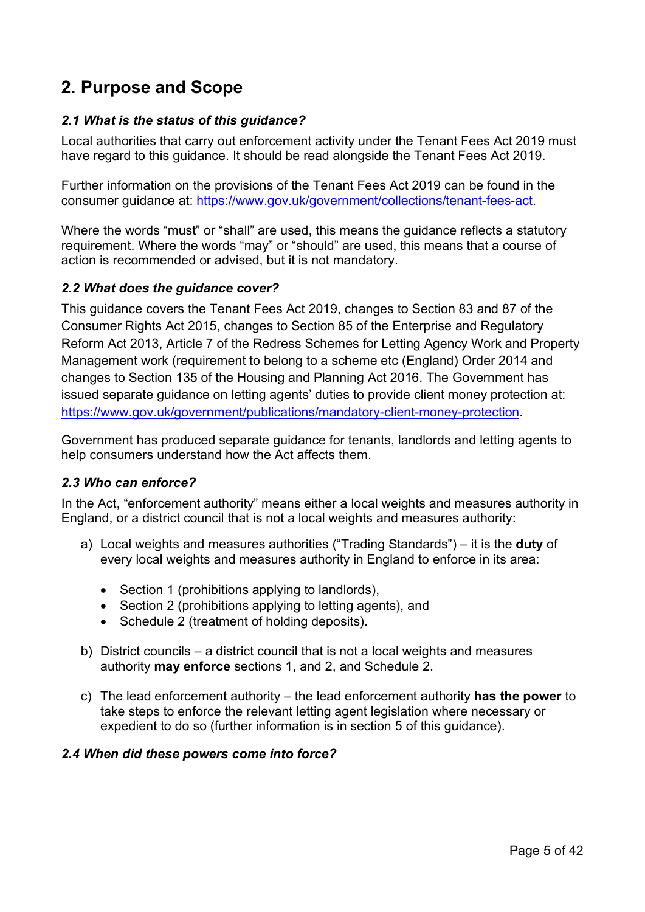## 2. Purpose and Scope

### *2.1 What is the status of this guidance?*

Local authorities that carry out enforcement activity under the Tenant Fees Act 2019 must have regard to this guidance. It should be read alongside the Tenant Fees Act 2019.

Further information on the provisions of the Tenant Fees Act 2019 can be found in the consumer guidance at: https://www.gov.uk/government/collections/tenant-fees-act.

Where the words "must" or "shall" are used, this means the guidance reflects a statutory requirement. Where the words "may" or "should" are used, this means that a course of action is recommended or advised, but it is not mandatory.

### *2.2 What does the guidance cover?*

This guidance covers the Tenant Fees Act 2019, changes to Section 83 and 87 of the Consumer Rights Act 2015, changes to Section 85 of the Enterprise and Regulatory Reform Act 2013, Article 7 of the Redress Schemes for Letting Agency Work and Property Management work (requirement to belong to a scheme etc (England) Order 2014 and changes to Section 135 of the Housing and Planning Act 2016. The Government has issued separate guidance on letting agents' duties to provide client money protection at: https://www.gov.uk/government/publications/mandatory-client-money-protection.

Government has produced separate guidance for tenants, landlords and letting agents to help consumers understand how the Act affects them.

### *2.3 Who can enforce?*

In the Act, "enforcement authority" means either a local weights and measures authority in England, or a district council that is not a local weights and measures authority:

a) Local weights and measures authorities ("Trading Standards") – it is the **duty** of every local weights and measures authority in England to enforce in its area:

- Section 1 (prohibitions applying to landlords),
- Section 2 (prohibitions applying to letting agents), and
- Schedule 2 (treatment of holding deposits).

b) District councils – a district council that is not a local weights and measures authority **may enforce** sections 1, and 2, and Schedule 2.

c) The lead enforcement authority – the lead enforcement authority **has the power** to take steps to enforce the relevant letting agent legislation where necessary or expedient to do so (further information is in section 5 of this guidance).

### *2.4 When did these powers come into force?*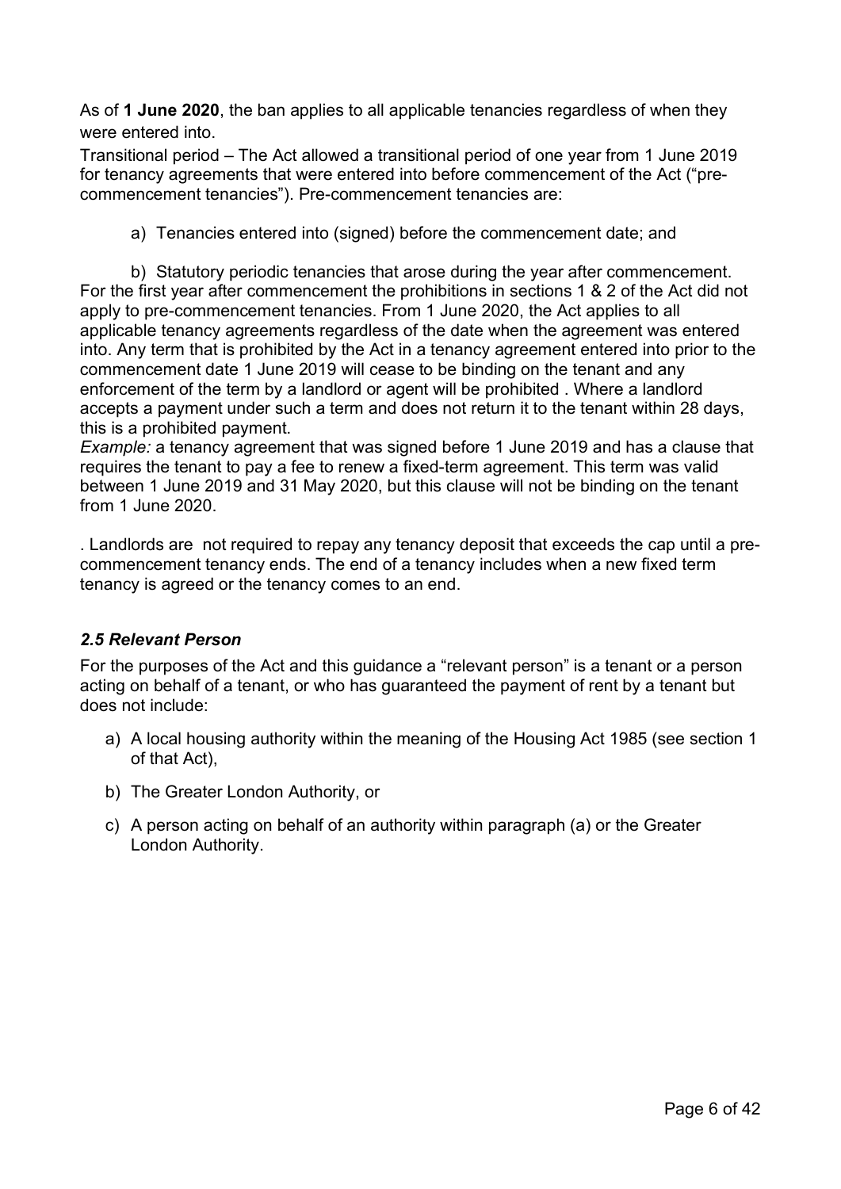As of **1 June 2020**, the ban applies to all applicable tenancies regardless of when they were entered into.

Transitional period – The Act allowed a transitional period of one year from 1 June 2019 for tenancy agreements that were entered into before commencement of the Act ("pre-commencement tenancies"). Pre-commencement tenancies are:

a) Tenancies entered into (signed) before the commencement date; and

b) Statutory periodic tenancies that arose during the year after commencement.

For the first year after commencement the prohibitions in sections 1 & 2 of the Act did not apply to pre-commencement tenancies. From 1 June 2020, the Act applies to all applicable tenancy agreements regardless of the date when the agreement was entered into. Any term that is prohibited by the Act in a tenancy agreement entered into prior to the commencement date 1 June 2019 will cease to be binding on the tenant and any enforcement of the term by a landlord or agent will be prohibited . Where a landlord accepts a payment under such a term and does not return it to the tenant within 28 days, this is a prohibited payment.

*Example:* a tenancy agreement that was signed before 1 June 2019 and has a clause that requires the tenant to pay a fee to renew a fixed-term agreement. This term was valid between 1 June 2019 and 31 May 2020, but this clause will not be binding on the tenant from 1 June 2020.

. Landlords are not required to repay any tenancy deposit that exceeds the cap until a pre-commencement tenancy ends. The end of a tenancy includes when a new fixed term tenancy is agreed or the tenancy comes to an end.

### *2.5 Relevant Person*

For the purposes of the Act and this guidance a "relevant person" is a tenant or a person acting on behalf of a tenant, or who has guaranteed the payment of rent by a tenant but does not include:

a) A local housing authority within the meaning of the Housing Act 1985 (see section 1 of that Act),

b) The Greater London Authority, or

c) A person acting on behalf of an authority within paragraph (a) or the Greater London Authority.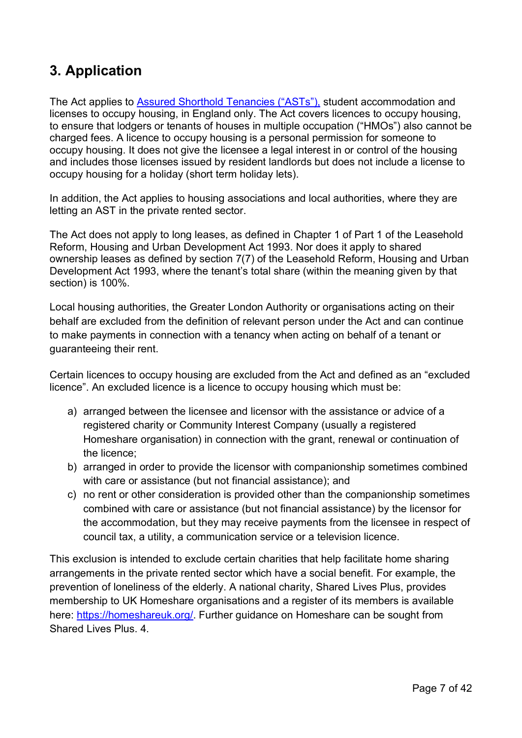## 3. Application

The Act applies to [Assured Shorthold Tenancies ("ASTs"),](#) student accommodation and licenses to occupy housing, in England only. The Act covers licences to occupy housing, to ensure that lodgers or tenants of houses in multiple occupation ("HMOs") also cannot be charged fees. A licence to occupy housing is a personal permission for someone to occupy housing. It does not give the licensee a legal interest in or control of the housing and includes those licenses issued by resident landlords but does not include a license to occupy housing for a holiday (short term holiday lets).

In addition, the Act applies to housing associations and local authorities, where they are letting an AST in the private rented sector.

The Act does not apply to long leases, as defined in Chapter 1 of Part 1 of the Leasehold Reform, Housing and Urban Development Act 1993. Nor does it apply to shared ownership leases as defined by section 7(7) of the Leasehold Reform, Housing and Urban Development Act 1993, where the tenant's total share (within the meaning given by that section) is 100%.

Local housing authorities, the Greater London Authority or organisations acting on their behalf are excluded from the definition of relevant person under the Act and can continue to make payments in connection with a tenancy when acting on behalf of a tenant or guaranteeing their rent.

Certain licences to occupy housing are excluded from the Act and defined as an "excluded licence". An excluded licence is a licence to occupy housing which must be:

a) arranged between the licensee and licensor with the assistance or advice of a registered charity or Community Interest Company (usually a registered Homeshare organisation) in connection with the grant, renewal or continuation of the licence;
b) arranged in order to provide the licensor with companionship sometimes combined with care or assistance (but not financial assistance); and
c) no rent or other consideration is provided other than the companionship sometimes combined with care or assistance (but not financial assistance) by the licensor for the accommodation, but they may receive payments from the licensee in respect of council tax, a utility, a communication service or a television licence.

This exclusion is intended to exclude certain charities that help facilitate home sharing arrangements in the private rented sector which have a social benefit. For example, the prevention of loneliness of the elderly. A national charity, Shared Lives Plus, provides membership to UK Homeshare organisations and a register of its members is available here: [https://homeshareuk.org/](https://homeshareuk.org/). Further guidance on Homeshare can be sought from Shared Lives Plus. 4.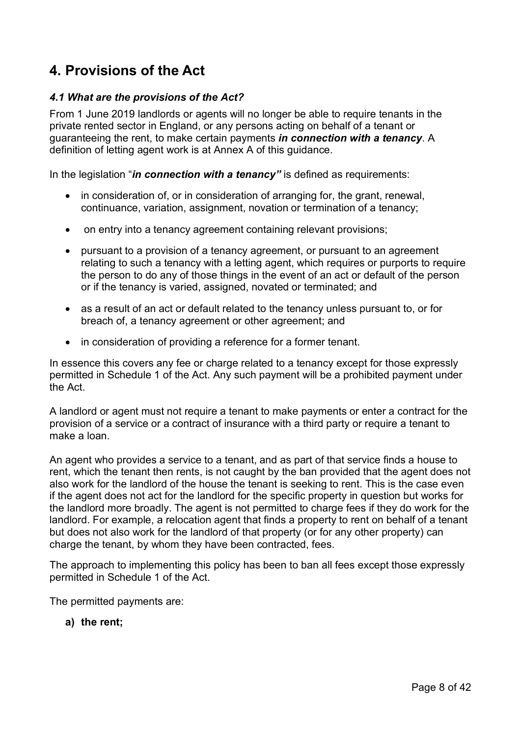## 4. Provisions of the Act

### *4.1 What are the provisions of the Act?*

From 1 June 2019 landlords or agents will no longer be able to require tenants in the private rented sector in England, or any persons acting on behalf of a tenant or guaranteeing the rent, to make certain payments ***in connection with a tenancy***. A definition of letting agent work is at Annex A of this guidance.

In the legislation "***in connection with a tenancy"*** is defined as requirements:

- in consideration of, or in consideration of arranging for, the grant, renewal, continuance, variation, assignment, novation or termination of a tenancy;
- on entry into a tenancy agreement containing relevant provisions;
- pursuant to a provision of a tenancy agreement, or pursuant to an agreement relating to such a tenancy with a letting agent, which requires or purports to require the person to do any of those things in the event of an act or default of the person or if the tenancy is varied, assigned, novated or terminated; and
- as a result of an act or default related to the tenancy unless pursuant to, or for breach of, a tenancy agreement or other agreement; and
- in consideration of providing a reference for a former tenant.

In essence this covers any fee or charge related to a tenancy except for those expressly permitted in Schedule 1 of the Act. Any such payment will be a prohibited payment under the Act.

A landlord or agent must not require a tenant to make payments or enter a contract for the provision of a service or a contract of insurance with a third party or require a tenant to make a loan.

An agent who provides a service to a tenant, and as part of that service finds a house to rent, which the tenant then rents, is not caught by the ban provided that the agent does not also work for the landlord of the house the tenant is seeking to rent. This is the case even if the agent does not act for the landlord for the specific property in question but works for the landlord more broadly. The agent is not permitted to charge fees if they do work for the landlord. For example, a relocation agent that finds a property to rent on behalf of a tenant but does not also work for the landlord of that property (or for any other property) can charge the tenant, by whom they have been contracted, fees.

The approach to implementing this policy has been to ban all fees except those expressly permitted in Schedule 1 of the Act.

The permitted payments are:

**a) the rent;**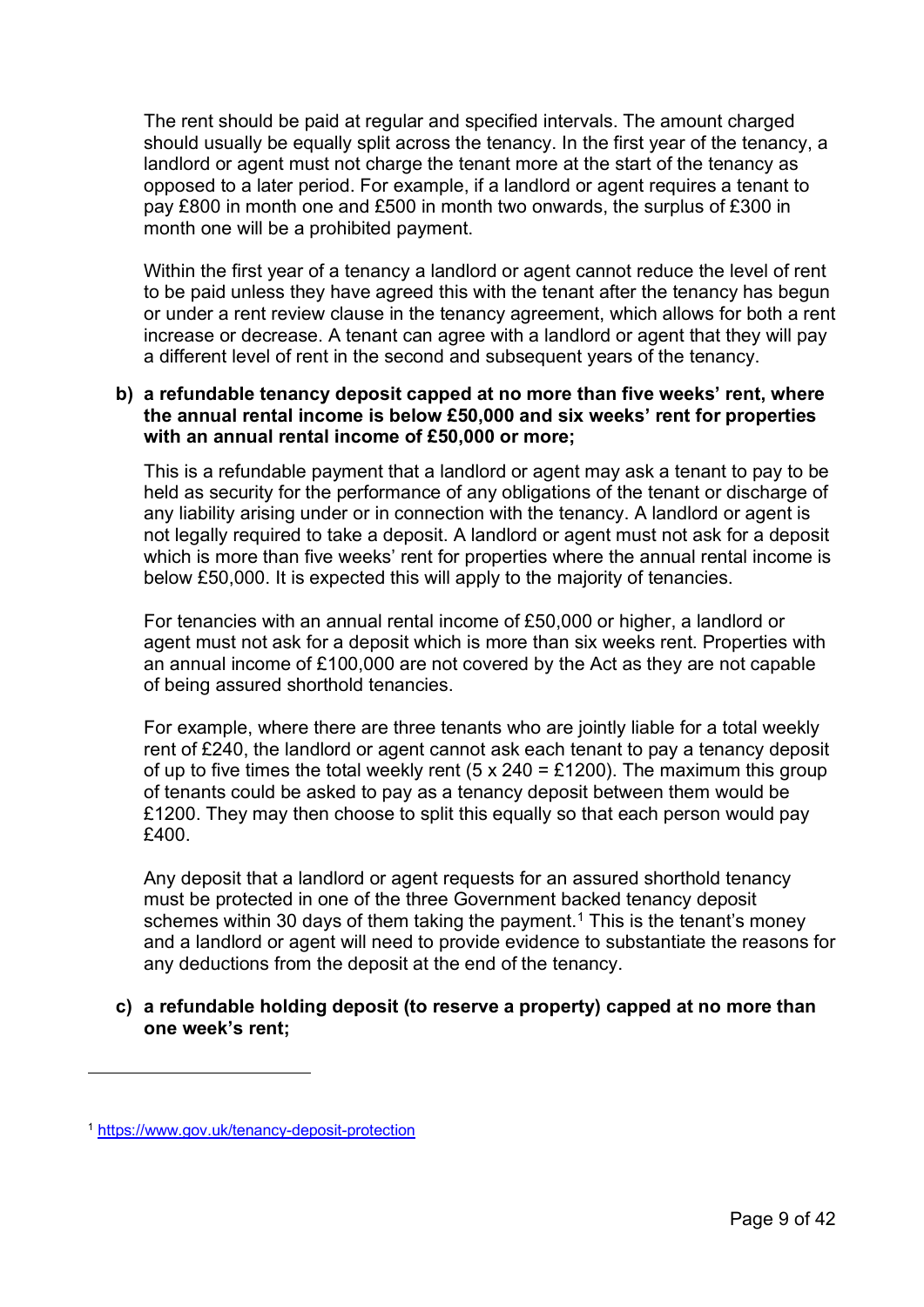The rent should be paid at regular and specified intervals. The amount charged should usually be equally split across the tenancy. In the first year of the tenancy, a landlord or agent must not charge the tenant more at the start of the tenancy as opposed to a later period. For example, if a landlord or agent requires a tenant to pay £800 in month one and £500 in month two onwards, the surplus of £300 in month one will be a prohibited payment.

Within the first year of a tenancy a landlord or agent cannot reduce the level of rent to be paid unless they have agreed this with the tenant after the tenancy has begun or under a rent review clause in the tenancy agreement, which allows for both a rent increase or decrease. A tenant can agree with a landlord or agent that they will pay a different level of rent in the second and subsequent years of the tenancy.

**b) a refundable tenancy deposit capped at no more than five weeks' rent, where the annual rental income is below £50,000 and six weeks' rent for properties with an annual rental income of £50,000 or more;**

This is a refundable payment that a landlord or agent may ask a tenant to pay to be held as security for the performance of any obligations of the tenant or discharge of any liability arising under or in connection with the tenancy. A landlord or agent is not legally required to take a deposit. A landlord or agent must not ask for a deposit which is more than five weeks' rent for properties where the annual rental income is below £50,000. It is expected this will apply to the majority of tenancies.

For tenancies with an annual rental income of £50,000 or higher, a landlord or agent must not ask for a deposit which is more than six weeks rent. Properties with an annual income of £100,000 are not covered by the Act as they are not capable of being assured shorthold tenancies.

For example, where there are three tenants who are jointly liable for a total weekly rent of £240, the landlord or agent cannot ask each tenant to pay a tenancy deposit of up to five times the total weekly rent (5 x 240 = £1200). The maximum this group of tenants could be asked to pay as a tenancy deposit between them would be £1200. They may then choose to split this equally so that each person would pay £400.

Any deposit that a landlord or agent requests for an assured shorthold tenancy must be protected in one of the three Government backed tenancy deposit schemes within 30 days of them taking the payment.[1] This is the tenant's money and a landlord or agent will need to provide evidence to substantiate the reasons for any deductions from the deposit at the end of the tenancy.

**c) a refundable holding deposit (to reserve a property) capped at no more than one week's rent;**

---

[1] https://www.gov.uk/tenancy-deposit-protection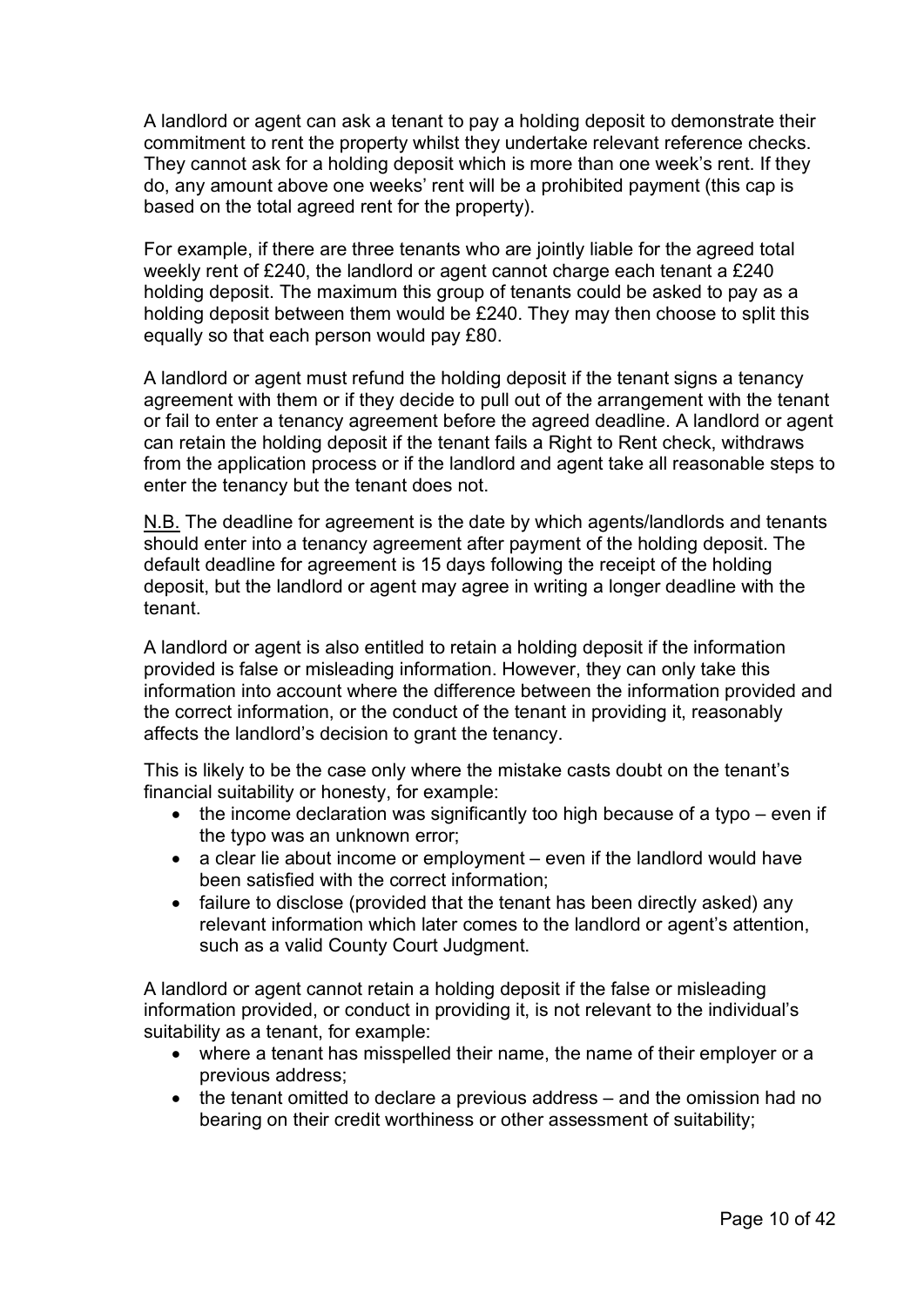A landlord or agent can ask a tenant to pay a holding deposit to demonstrate their commitment to rent the property whilst they undertake relevant reference checks. They cannot ask for a holding deposit which is more than one week's rent. If they do, any amount above one weeks' rent will be a prohibited payment (this cap is based on the total agreed rent for the property).

For example, if there are three tenants who are jointly liable for the agreed total weekly rent of £240, the landlord or agent cannot charge each tenant a £240 holding deposit. The maximum this group of tenants could be asked to pay as a holding deposit between them would be £240. They may then choose to split this equally so that each person would pay £80.

A landlord or agent must refund the holding deposit if the tenant signs a tenancy agreement with them or if they decide to pull out of the arrangement with the tenant or fail to enter a tenancy agreement before the agreed deadline. A landlord or agent can retain the holding deposit if the tenant fails a Right to Rent check, withdraws from the application process or if the landlord and agent take all reasonable steps to enter the tenancy but the tenant does not.

<u>N.B.</u> The deadline for agreement is the date by which agents/landlords and tenants should enter into a tenancy agreement after payment of the holding deposit. The default deadline for agreement is 15 days following the receipt of the holding deposit, but the landlord or agent may agree in writing a longer deadline with the tenant.

A landlord or agent is also entitled to retain a holding deposit if the information provided is false or misleading information. However, they can only take this information into account where the difference between the information provided and the correct information, or the conduct of the tenant in providing it, reasonably affects the landlord's decision to grant the tenancy.

This is likely to be the case only where the mistake casts doubt on the tenant's financial suitability or honesty, for example:

- the income declaration was significantly too high because of a typo – even if the typo was an unknown error;
- a clear lie about income or employment – even if the landlord would have been satisfied with the correct information;
- failure to disclose (provided that the tenant has been directly asked) any relevant information which later comes to the landlord or agent's attention, such as a valid County Court Judgment.

A landlord or agent cannot retain a holding deposit if the false or misleading information provided, or conduct in providing it, is not relevant to the individual's suitability as a tenant, for example:

- where a tenant has misspelled their name, the name of their employer or a previous address;
- the tenant omitted to declare a previous address – and the omission had no bearing on their credit worthiness or other assessment of suitability;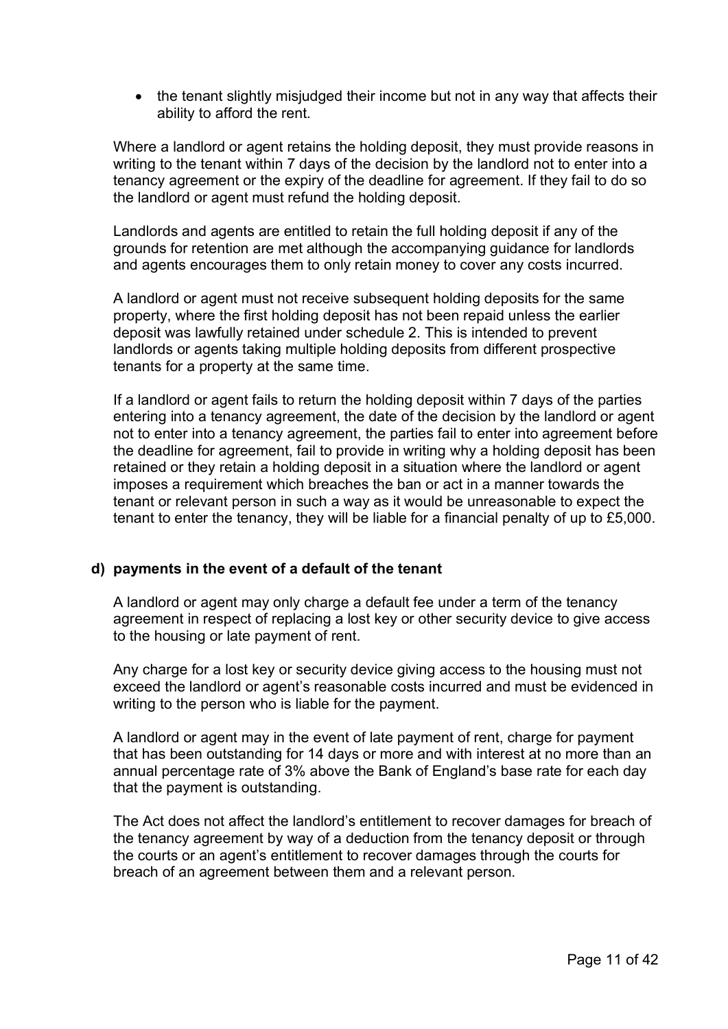- the tenant slightly misjudged their income but not in any way that affects their ability to afford the rent.

Where a landlord or agent retains the holding deposit, they must provide reasons in writing to the tenant within 7 days of the decision by the landlord not to enter into a tenancy agreement or the expiry of the deadline for agreement. If they fail to do so the landlord or agent must refund the holding deposit.

Landlords and agents are entitled to retain the full holding deposit if any of the grounds for retention are met although the accompanying guidance for landlords and agents encourages them to only retain money to cover any costs incurred.

A landlord or agent must not receive subsequent holding deposits for the same property, where the first holding deposit has not been repaid unless the earlier deposit was lawfully retained under schedule 2. This is intended to prevent landlords or agents taking multiple holding deposits from different prospective tenants for a property at the same time.

If a landlord or agent fails to return the holding deposit within 7 days of the parties entering into a tenancy agreement, the date of the decision by the landlord or agent not to enter into a tenancy agreement, the parties fail to enter into agreement before the deadline for agreement, fail to provide in writing why a holding deposit has been retained or they retain a holding deposit in a situation where the landlord or agent imposes a requirement which breaches the ban or act in a manner towards the tenant or relevant person in such a way as it would be unreasonable to expect the tenant to enter the tenancy, they will be liable for a financial penalty of up to £5,000.

**d) payments in the event of a default of the tenant**

A landlord or agent may only charge a default fee under a term of the tenancy agreement in respect of replacing a lost key or other security device to give access to the housing or late payment of rent.

Any charge for a lost key or security device giving access to the housing must not exceed the landlord or agent's reasonable costs incurred and must be evidenced in writing to the person who is liable for the payment.

A landlord or agent may in the event of late payment of rent, charge for payment that has been outstanding for 14 days or more and with interest at no more than an annual percentage rate of 3% above the Bank of England's base rate for each day that the payment is outstanding.

The Act does not affect the landlord's entitlement to recover damages for breach of the tenancy agreement by way of a deduction from the tenancy deposit or through the courts or an agent's entitlement to recover damages through the courts for breach of an agreement between them and a relevant person.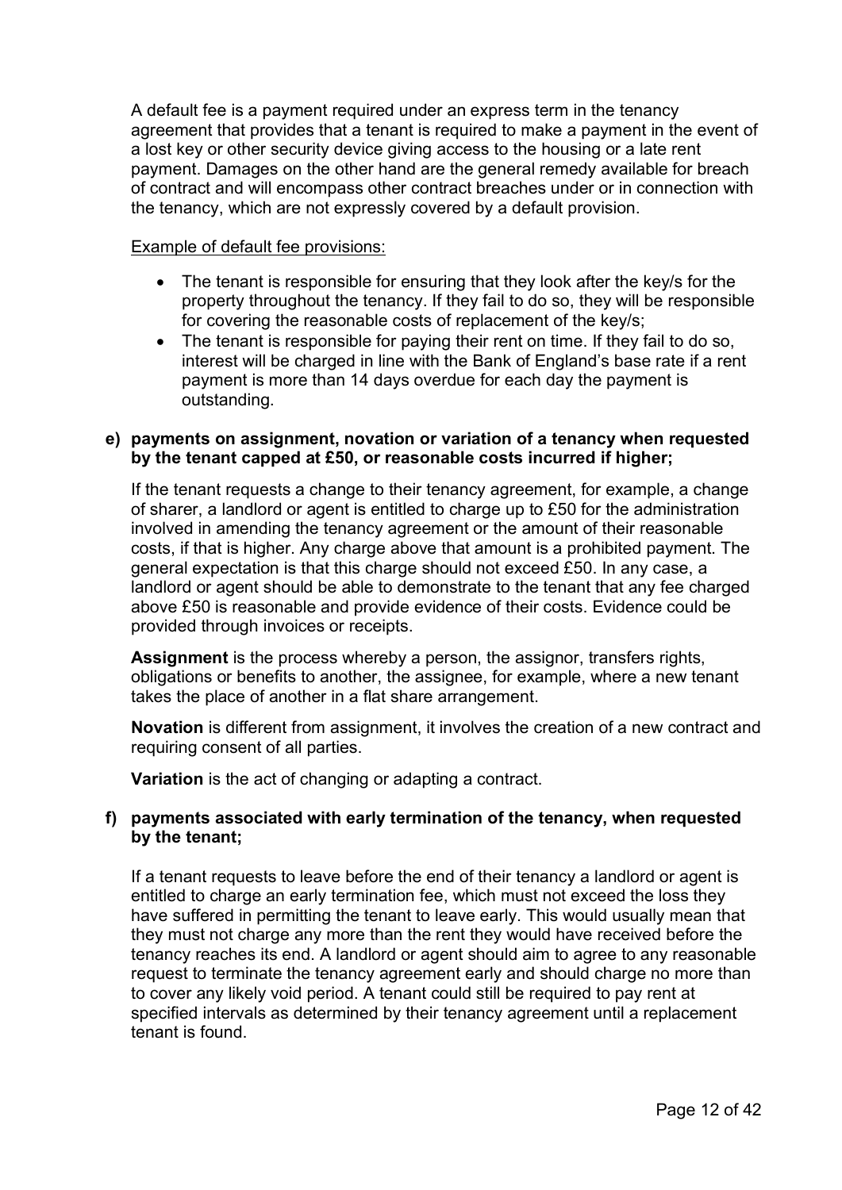A default fee is a payment required under an express term in the tenancy agreement that provides that a tenant is required to make a payment in the event of a lost key or other security device giving access to the housing or a late rent payment. Damages on the other hand are the general remedy available for breach of contract and will encompass other contract breaches under or in connection with the tenancy, which are not expressly covered by a default provision.

<u>Example of default fee provisions:</u>

- The tenant is responsible for ensuring that they look after the key/s for the property throughout the tenancy. If they fail to do so, they will be responsible for covering the reasonable costs of replacement of the key/s;
- The tenant is responsible for paying their rent on time. If they fail to do so, interest will be charged in line with the Bank of England's base rate if a rent payment is more than 14 days overdue for each day the payment is outstanding.

**e) payments on assignment, novation or variation of a tenancy when requested by the tenant capped at £50, or reasonable costs incurred if higher;**

If the tenant requests a change to their tenancy agreement, for example, a change of sharer, a landlord or agent is entitled to charge up to £50 for the administration involved in amending the tenancy agreement or the amount of their reasonable costs, if that is higher. Any charge above that amount is a prohibited payment. The general expectation is that this charge should not exceed £50. In any case, a landlord or agent should be able to demonstrate to the tenant that any fee charged above £50 is reasonable and provide evidence of their costs. Evidence could be provided through invoices or receipts.

**Assignment** is the process whereby a person, the assignor, transfers rights, obligations or benefits to another, the assignee, for example, where a new tenant takes the place of another in a flat share arrangement.

**Novation** is different from assignment, it involves the creation of a new contract and requiring consent of all parties.

**Variation** is the act of changing or adapting a contract.

**f) payments associated with early termination of the tenancy, when requested by the tenant;**

If a tenant requests to leave before the end of their tenancy a landlord or agent is entitled to charge an early termination fee, which must not exceed the loss they have suffered in permitting the tenant to leave early. This would usually mean that they must not charge any more than the rent they would have received before the tenancy reaches its end. A landlord or agent should aim to agree to any reasonable request to terminate the tenancy agreement early and should charge no more than to cover any likely void period. A tenant could still be required to pay rent at specified intervals as determined by their tenancy agreement until a replacement tenant is found.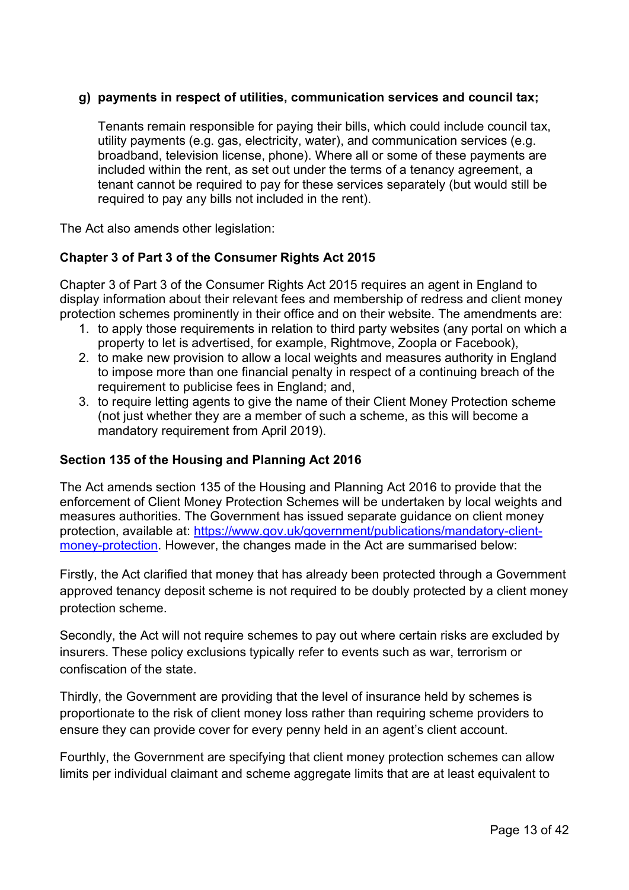**g) payments in respect of utilities, communication services and council tax;**

Tenants remain responsible for paying their bills, which could include council tax, utility payments (e.g. gas, electricity, water), and communication services (e.g. broadband, television license, phone). Where all or some of these payments are included within the rent, as set out under the terms of a tenancy agreement, a tenant cannot be required to pay for these services separately (but would still be required to pay any bills not included in the rent).

The Act also amends other legislation:

**Chapter 3 of Part 3 of the Consumer Rights Act 2015**

Chapter 3 of Part 3 of the Consumer Rights Act 2015 requires an agent in England to display information about their relevant fees and membership of redress and client money protection schemes prominently in their office and on their website. The amendments are:

1. to apply those requirements in relation to third party websites (any portal on which a property to let is advertised, for example, Rightmove, Zoopla or Facebook),
2. to make new provision to allow a local weights and measures authority in England to impose more than one financial penalty in respect of a continuing breach of the requirement to publicise fees in England; and,
3. to require letting agents to give the name of their Client Money Protection scheme (not just whether they are a member of such a scheme, as this will become a mandatory requirement from April 2019).

**Section 135 of the Housing and Planning Act 2016**

The Act amends section 135 of the Housing and Planning Act 2016 to provide that the enforcement of Client Money Protection Schemes will be undertaken by local weights and measures authorities. The Government has issued separate guidance on client money protection, available at: [https://www.gov.uk/government/publications/mandatory-client-money-protection](https://www.gov.uk/government/publications/mandatory-client-money-protection). However, the changes made in the Act are summarised below:

Firstly, the Act clarified that money that has already been protected through a Government approved tenancy deposit scheme is not required to be doubly protected by a client money protection scheme.

Secondly, the Act will not require schemes to pay out where certain risks are excluded by insurers. These policy exclusions typically refer to events such as war, terrorism or confiscation of the state.

Thirdly, the Government are providing that the level of insurance held by schemes is proportionate to the risk of client money loss rather than requiring scheme providers to ensure they can provide cover for every penny held in an agent's client account.

Fourthly, the Government are specifying that client money protection schemes can allow limits per individual claimant and scheme aggregate limits that are at least equivalent to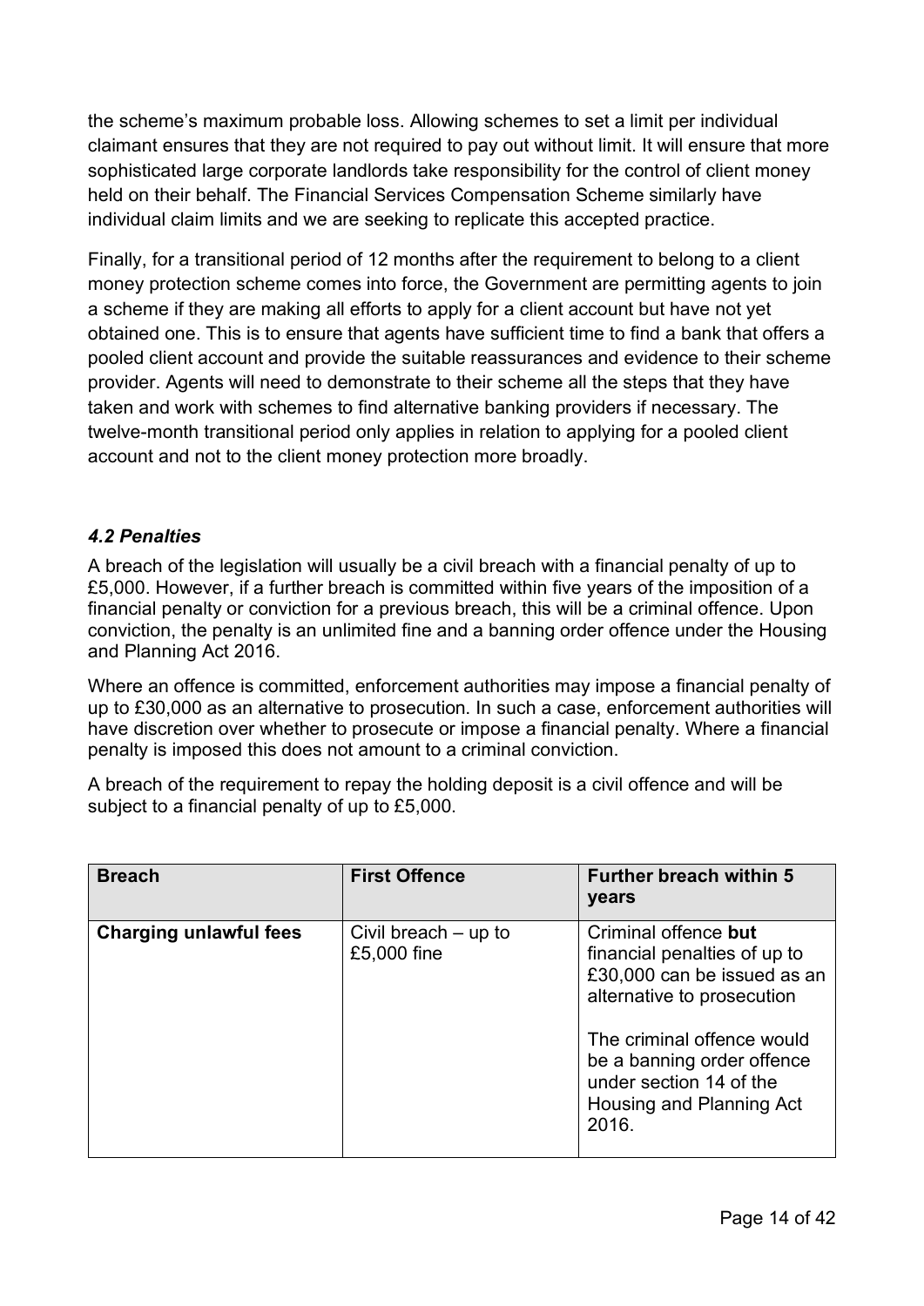the scheme's maximum probable loss. Allowing schemes to set a limit per individual claimant ensures that they are not required to pay out without limit. It will ensure that more sophisticated large corporate landlords take responsibility for the control of client money held on their behalf. The Financial Services Compensation Scheme similarly have individual claim limits and we are seeking to replicate this accepted practice.

Finally, for a transitional period of 12 months after the requirement to belong to a client money protection scheme comes into force, the Government are permitting agents to join a scheme if they are making all efforts to apply for a client account but have not yet obtained one. This is to ensure that agents have sufficient time to find a bank that offers a pooled client account and provide the suitable reassurances and evidence to their scheme provider. Agents will need to demonstrate to their scheme all the steps that they have taken and work with schemes to find alternative banking providers if necessary. The twelve-month transitional period only applies in relation to applying for a pooled client account and not to the client money protection more broadly.

### *4.2 Penalties*

A breach of the legislation will usually be a civil breach with a financial penalty of up to £5,000. However, if a further breach is committed within five years of the imposition of a financial penalty or conviction for a previous breach, this will be a criminal offence. Upon conviction, the penalty is an unlimited fine and a banning order offence under the Housing and Planning Act 2016.

Where an offence is committed, enforcement authorities may impose a financial penalty of up to £30,000 as an alternative to prosecution. In such a case, enforcement authorities will have discretion over whether to prosecute or impose a financial penalty. Where a financial penalty is imposed this does not amount to a criminal conviction.

A breach of the requirement to repay the holding deposit is a civil offence and will be subject to a financial penalty of up to £5,000.

| Breach | First Offence | Further breach within 5 years |
|---|---|---|
| **Charging unlawful fees** | Civil breach – up to £5,000 fine | Criminal offence **but** financial penalties of up to £30,000 can be issued as an alternative to prosecution<br><br>The criminal offence would be a banning order offence under section 14 of the Housing and Planning Act 2016. |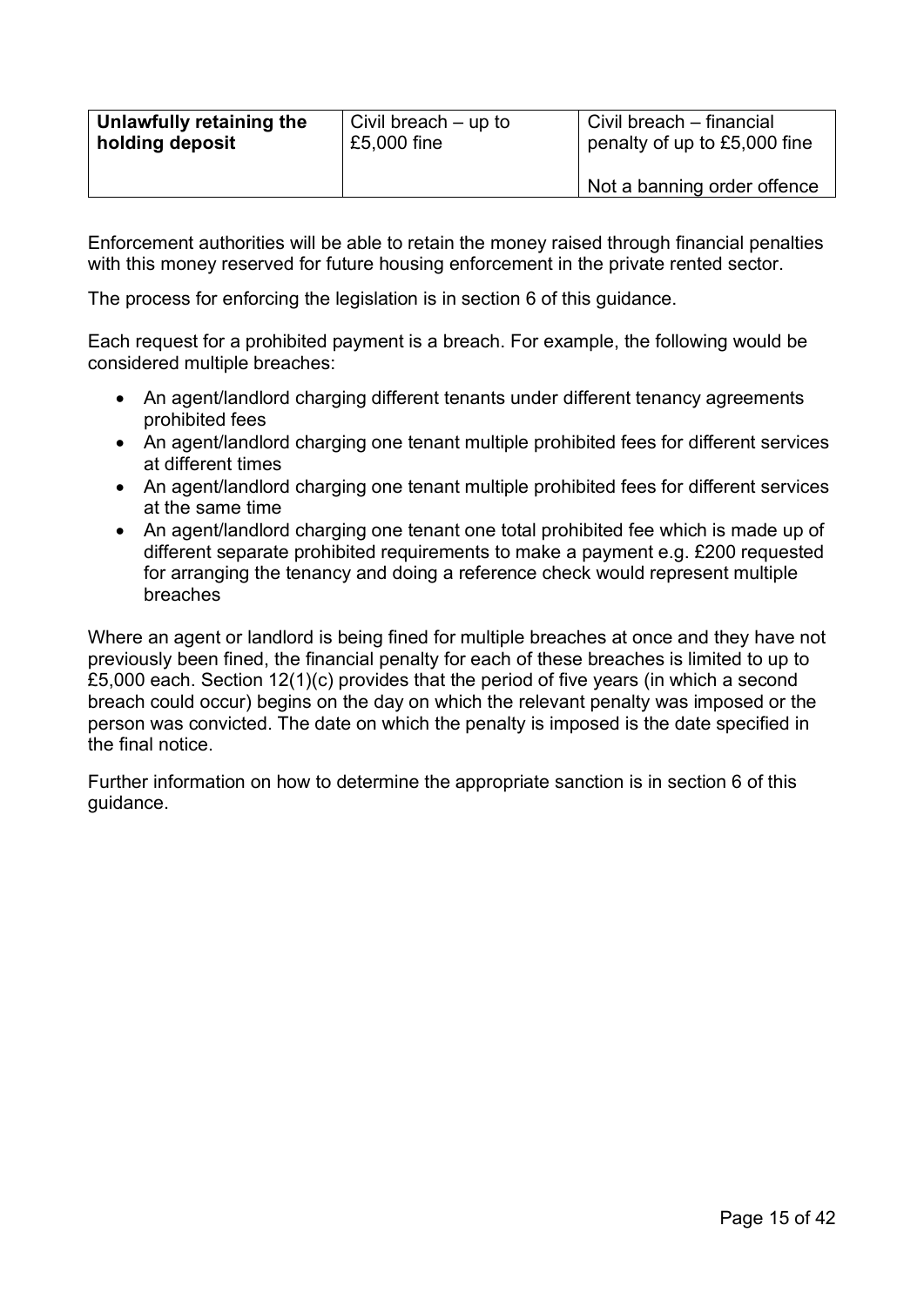| **Unlawfully retaining the holding deposit** | Civil breach – up to £5,000 fine | Civil breach – financial penalty of up to £5,000 fine<br><br>Not a banning order offence |
|---|---|---|

Enforcement authorities will be able to retain the money raised through financial penalties with this money reserved for future housing enforcement in the private rented sector.

The process for enforcing the legislation is in section 6 of this guidance.

Each request for a prohibited payment is a breach. For example, the following would be considered multiple breaches:

- An agent/landlord charging different tenants under different tenancy agreements prohibited fees
- An agent/landlord charging one tenant multiple prohibited fees for different services at different times
- An agent/landlord charging one tenant multiple prohibited fees for different services at the same time
- An agent/landlord charging one tenant one total prohibited fee which is made up of different separate prohibited requirements to make a payment e.g. £200 requested for arranging the tenancy and doing a reference check would represent multiple breaches

Where an agent or landlord is being fined for multiple breaches at once and they have not previously been fined, the financial penalty for each of these breaches is limited to up to £5,000 each. Section 12(1)(c) provides that the period of five years (in which a second breach could occur) begins on the day on which the relevant penalty was imposed or the person was convicted. The date on which the penalty is imposed is the date specified in the final notice.

Further information on how to determine the appropriate sanction is in section 6 of this guidance.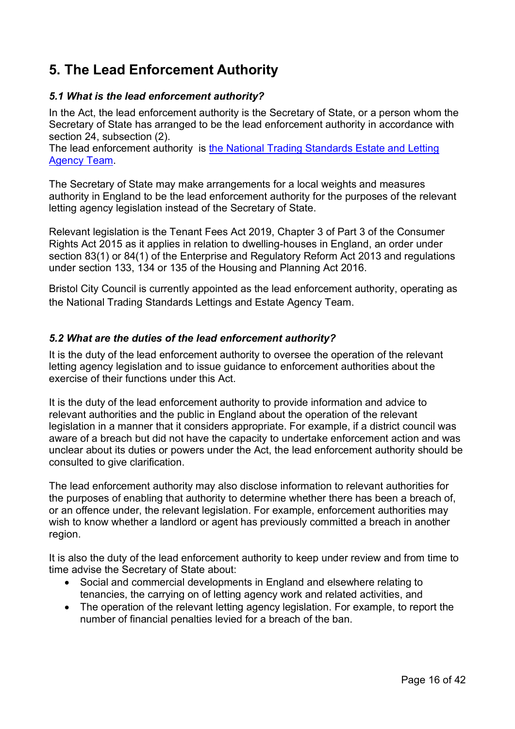## 5. The Lead Enforcement Authority

### *5.1 What is the lead enforcement authority?*

In the Act, the lead enforcement authority is the Secretary of State, or a person whom the Secretary of State has arranged to be the lead enforcement authority in accordance with section 24, subsection (2).
The lead enforcement authority is [the National Trading Standards Estate and Letting Agency Team](#).

The Secretary of State may make arrangements for a local weights and measures authority in England to be the lead enforcement authority for the purposes of the relevant letting agency legislation instead of the Secretary of State.

Relevant legislation is the Tenant Fees Act 2019, Chapter 3 of Part 3 of the Consumer Rights Act 2015 as it applies in relation to dwelling-houses in England, an order under section 83(1) or 84(1) of the Enterprise and Regulatory Reform Act 2013 and regulations under section 133, 134 or 135 of the Housing and Planning Act 2016.

Bristol City Council is currently appointed as the lead enforcement authority, operating as the National Trading Standards Lettings and Estate Agency Team.

### *5.2 What are the duties of the lead enforcement authority?*

It is the duty of the lead enforcement authority to oversee the operation of the relevant letting agency legislation and to issue guidance to enforcement authorities about the exercise of their functions under this Act.

It is the duty of the lead enforcement authority to provide information and advice to relevant authorities and the public in England about the operation of the relevant legislation in a manner that it considers appropriate. For example, if a district council was aware of a breach but did not have the capacity to undertake enforcement action and was unclear about its duties or powers under the Act, the lead enforcement authority should be consulted to give clarification.

The lead enforcement authority may also disclose information to relevant authorities for the purposes of enabling that authority to determine whether there has been a breach of, or an offence under, the relevant legislation. For example, enforcement authorities may wish to know whether a landlord or agent has previously committed a breach in another region.

It is also the duty of the lead enforcement authority to keep under review and from time to time advise the Secretary of State about:

- Social and commercial developments in England and elsewhere relating to tenancies, the carrying on of letting agency work and related activities, and
- The operation of the relevant letting agency legislation. For example, to report the number of financial penalties levied for a breach of the ban.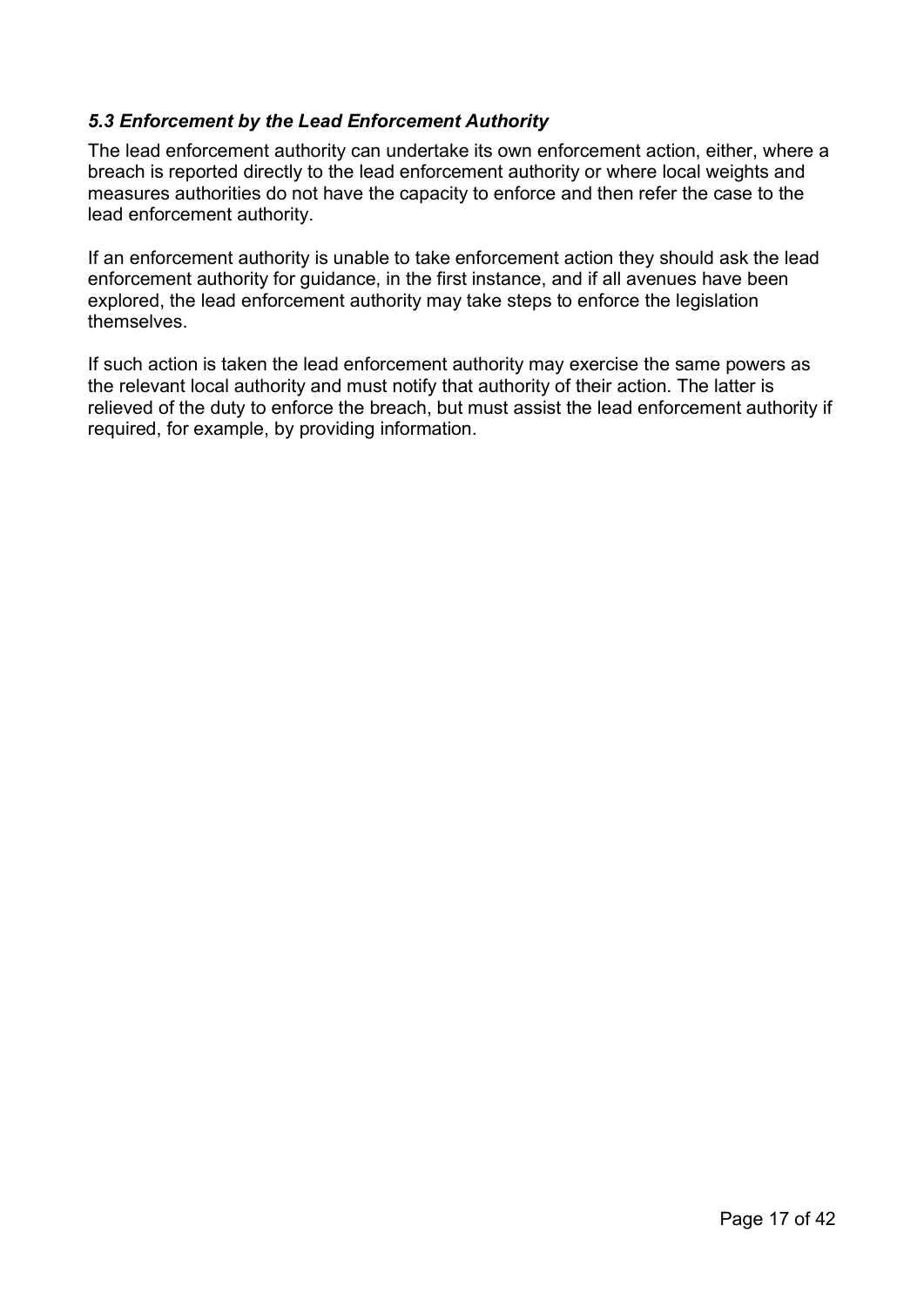### *5.3 Enforcement by the Lead Enforcement Authority*

The lead enforcement authority can undertake its own enforcement action, either, where a breach is reported directly to the lead enforcement authority or where local weights and measures authorities do not have the capacity to enforce and then refer the case to the lead enforcement authority.

If an enforcement authority is unable to take enforcement action they should ask the lead enforcement authority for guidance, in the first instance, and if all avenues have been explored, the lead enforcement authority may take steps to enforce the legislation themselves.

If such action is taken the lead enforcement authority may exercise the same powers as the relevant local authority and must notify that authority of their action. The latter is relieved of the duty to enforce the breach, but must assist the lead enforcement authority if required, for example, by providing information.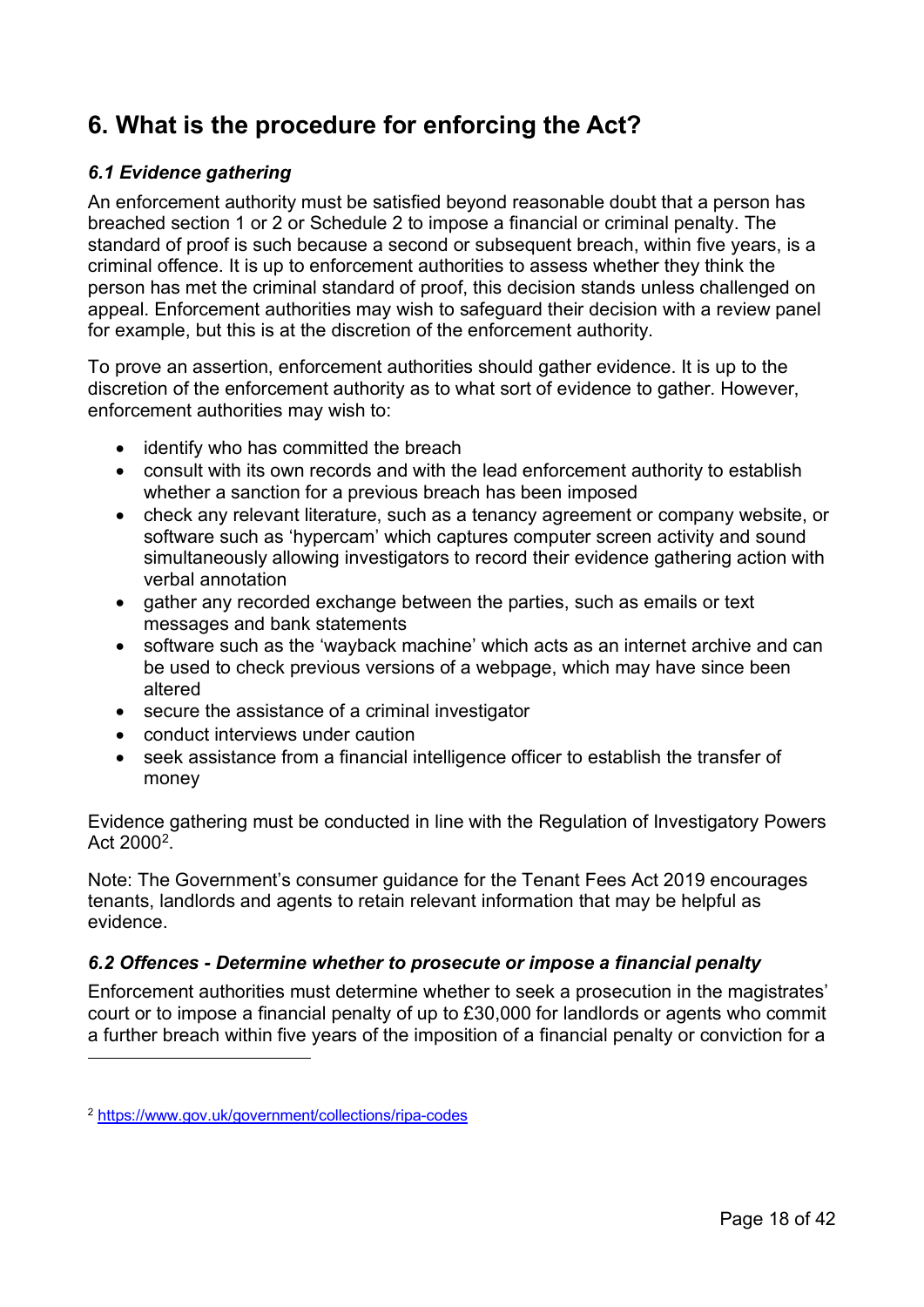## 6. What is the procedure for enforcing the Act?

### *6.1 Evidence gathering*

An enforcement authority must be satisfied beyond reasonable doubt that a person has breached section 1 or 2 or Schedule 2 to impose a financial or criminal penalty. The standard of proof is such because a second or subsequent breach, within five years, is a criminal offence. It is up to enforcement authorities to assess whether they think the person has met the criminal standard of proof, this decision stands unless challenged on appeal. Enforcement authorities may wish to safeguard their decision with a review panel for example, but this is at the discretion of the enforcement authority.

To prove an assertion, enforcement authorities should gather evidence. It is up to the discretion of the enforcement authority as to what sort of evidence to gather. However, enforcement authorities may wish to:

- identify who has committed the breach
- consult with its own records and with the lead enforcement authority to establish whether a sanction for a previous breach has been imposed
- check any relevant literature, such as a tenancy agreement or company website, or software such as 'hypercam' which captures computer screen activity and sound simultaneously allowing investigators to record their evidence gathering action with verbal annotation
- gather any recorded exchange between the parties, such as emails or text messages and bank statements
- software such as the 'wayback machine' which acts as an internet archive and can be used to check previous versions of a webpage, which may have since been altered
- secure the assistance of a criminal investigator
- conduct interviews under caution
- seek assistance from a financial intelligence officer to establish the transfer of money

Evidence gathering must be conducted in line with the Regulation of Investigatory Powers Act 2000[2].

Note: The Government's consumer guidance for the Tenant Fees Act 2019 encourages tenants, landlords and agents to retain relevant information that may be helpful as evidence.

### *6.2 Offences - Determine whether to prosecute or impose a financial penalty*

Enforcement authorities must determine whether to seek a prosecution in the magistrates' court or to impose a financial penalty of up to £30,000 for landlords or agents who commit a further breach within five years of the imposition of a financial penalty or conviction for a

[2] https://www.gov.uk/government/collections/ripa-codes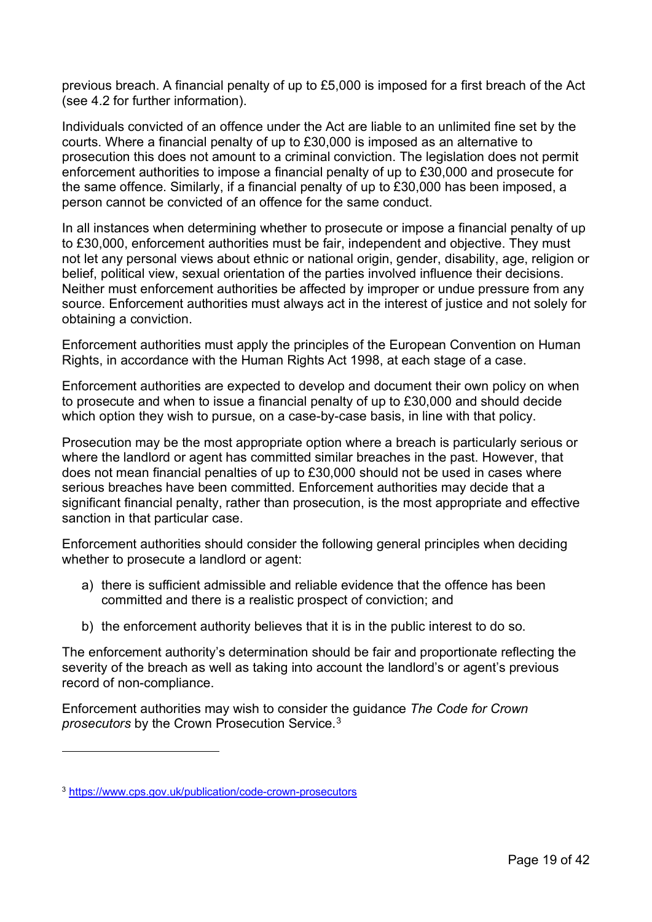previous breach. A financial penalty of up to £5,000 is imposed for a first breach of the Act (see 4.2 for further information).

Individuals convicted of an offence under the Act are liable to an unlimited fine set by the courts. Where a financial penalty of up to £30,000 is imposed as an alternative to prosecution this does not amount to a criminal conviction. The legislation does not permit enforcement authorities to impose a financial penalty of up to £30,000 and prosecute for the same offence. Similarly, if a financial penalty of up to £30,000 has been imposed, a person cannot be convicted of an offence for the same conduct.

In all instances when determining whether to prosecute or impose a financial penalty of up to £30,000, enforcement authorities must be fair, independent and objective. They must not let any personal views about ethnic or national origin, gender, disability, age, religion or belief, political view, sexual orientation of the parties involved influence their decisions. Neither must enforcement authorities be affected by improper or undue pressure from any source. Enforcement authorities must always act in the interest of justice and not solely for obtaining a conviction.

Enforcement authorities must apply the principles of the European Convention on Human Rights, in accordance with the Human Rights Act 1998, at each stage of a case.

Enforcement authorities are expected to develop and document their own policy on when to prosecute and when to issue a financial penalty of up to £30,000 and should decide which option they wish to pursue, on a case-by-case basis, in line with that policy.

Prosecution may be the most appropriate option where a breach is particularly serious or where the landlord or agent has committed similar breaches in the past. However, that does not mean financial penalties of up to £30,000 should not be used in cases where serious breaches have been committed. Enforcement authorities may decide that a significant financial penalty, rather than prosecution, is the most appropriate and effective sanction in that particular case.

Enforcement authorities should consider the following general principles when deciding whether to prosecute a landlord or agent:

a) there is sufficient admissible and reliable evidence that the offence has been committed and there is a realistic prospect of conviction; and

b) the enforcement authority believes that it is in the public interest to do so.

The enforcement authority's determination should be fair and proportionate reflecting the severity of the breach as well as taking into account the landlord's or agent's previous record of non-compliance.

Enforcement authorities may wish to consider the guidance *The Code for Crown prosecutors* by the Crown Prosecution Service.[3]

---

[3] https://www.cps.gov.uk/publication/code-crown-prosecutors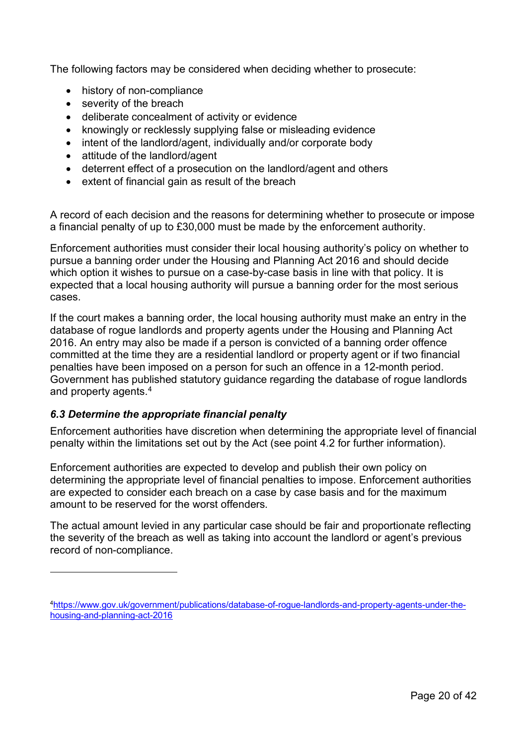The following factors may be considered when deciding whether to prosecute:

- history of non-compliance
- severity of the breach
- deliberate concealment of activity or evidence
- knowingly or recklessly supplying false or misleading evidence
- intent of the landlord/agent, individually and/or corporate body
- attitude of the landlord/agent
- deterrent effect of a prosecution on the landlord/agent and others
- extent of financial gain as result of the breach

A record of each decision and the reasons for determining whether to prosecute or impose a financial penalty of up to £30,000 must be made by the enforcement authority.

Enforcement authorities must consider their local housing authority's policy on whether to pursue a banning order under the Housing and Planning Act 2016 and should decide which option it wishes to pursue on a case-by-case basis in line with that policy. It is expected that a local housing authority will pursue a banning order for the most serious cases.

If the court makes a banning order, the local housing authority must make an entry in the database of rogue landlords and property agents under the Housing and Planning Act 2016. An entry may also be made if a person is convicted of a banning order offence committed at the time they are a residential landlord or property agent or if two financial penalties have been imposed on a person for such an offence in a 12-month period. Government has published statutory guidance regarding the database of rogue landlords and property agents.[4]

### *6.3 Determine the appropriate financial penalty*

Enforcement authorities have discretion when determining the appropriate level of financial penalty within the limitations set out by the Act (see point 4.2 for further information).

Enforcement authorities are expected to develop and publish their own policy on determining the appropriate level of financial penalties to impose. Enforcement authorities are expected to consider each breach on a case by case basis and for the maximum amount to be reserved for the worst offenders.

The actual amount levied in any particular case should be fair and proportionate reflecting the severity of the breach as well as taking into account the landlord or agent's previous record of non-compliance.

---

[4] https://www.gov.uk/government/publications/database-of-rogue-landlords-and-property-agents-under-the-housing-and-planning-act-2016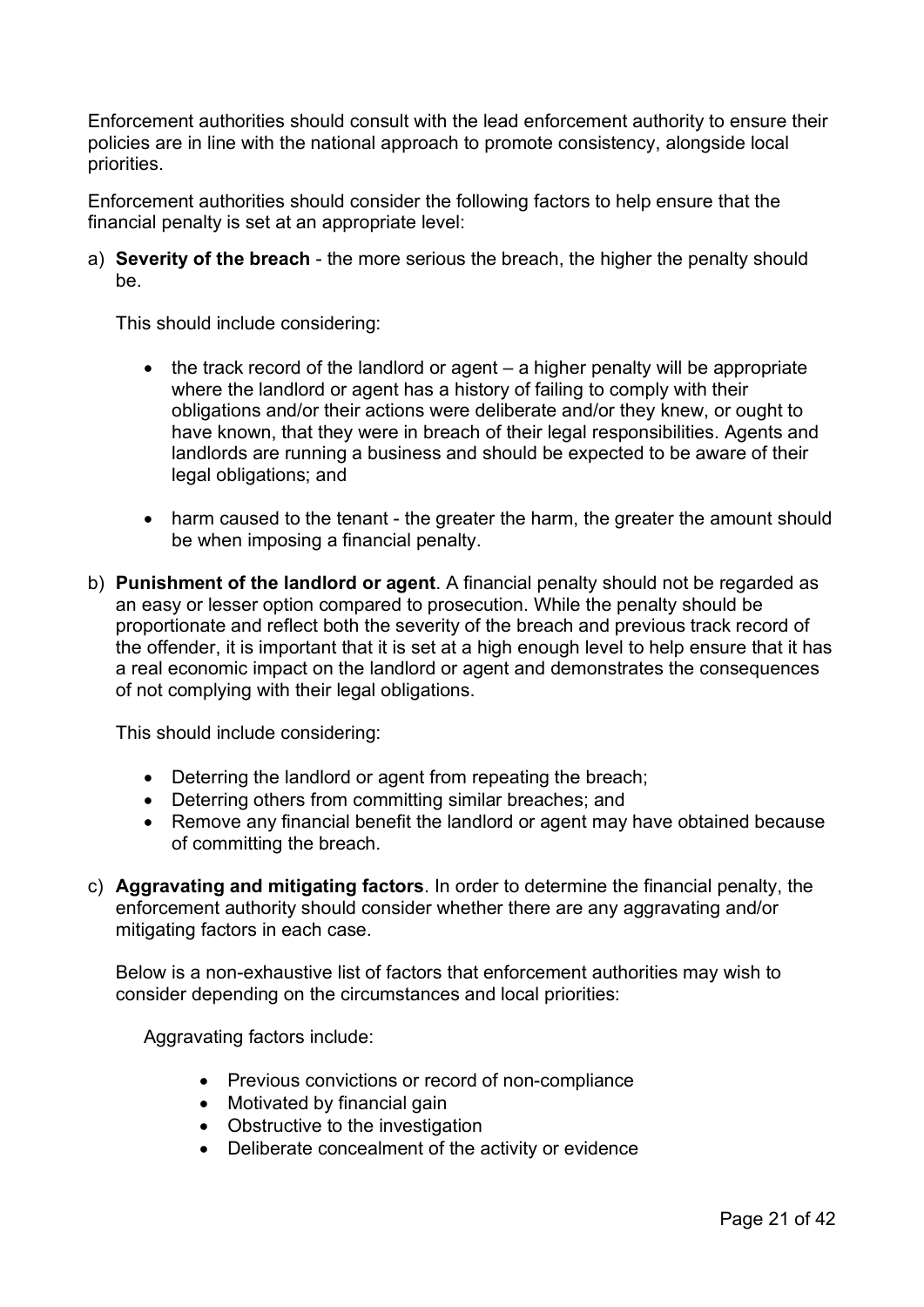Enforcement authorities should consult with the lead enforcement authority to ensure their policies are in line with the national approach to promote consistency, alongside local priorities.

Enforcement authorities should consider the following factors to help ensure that the financial penalty is set at an appropriate level:

a) **Severity of the breach** - the more serious the breach, the higher the penalty should be.

   This should include considering:

   - the track record of the landlord or agent – a higher penalty will be appropriate where the landlord or agent has a history of failing to comply with their obligations and/or their actions were deliberate and/or they knew, or ought to have known, that they were in breach of their legal responsibilities. Agents and landlords are running a business and should be expected to be aware of their legal obligations; and

   - harm caused to the tenant - the greater the harm, the greater the amount should be when imposing a financial penalty.

b) **Punishment of the landlord or agent**. A financial penalty should not be regarded as an easy or lesser option compared to prosecution. While the penalty should be proportionate and reflect both the severity of the breach and previous track record of the offender, it is important that it is set at a high enough level to help ensure that it has a real economic impact on the landlord or agent and demonstrates the consequences of not complying with their legal obligations.

   This should include considering:

   - Deterring the landlord or agent from repeating the breach;
   - Deterring others from committing similar breaches; and
   - Remove any financial benefit the landlord or agent may have obtained because of committing the breach.

c) **Aggravating and mitigating factors**. In order to determine the financial penalty, the enforcement authority should consider whether there are any aggravating and/or mitigating factors in each case.

   Below is a non-exhaustive list of factors that enforcement authorities may wish to consider depending on the circumstances and local priorities:

   Aggravating factors include:

   - Previous convictions or record of non-compliance
   - Motivated by financial gain
   - Obstructive to the investigation
   - Deliberate concealment of the activity or evidence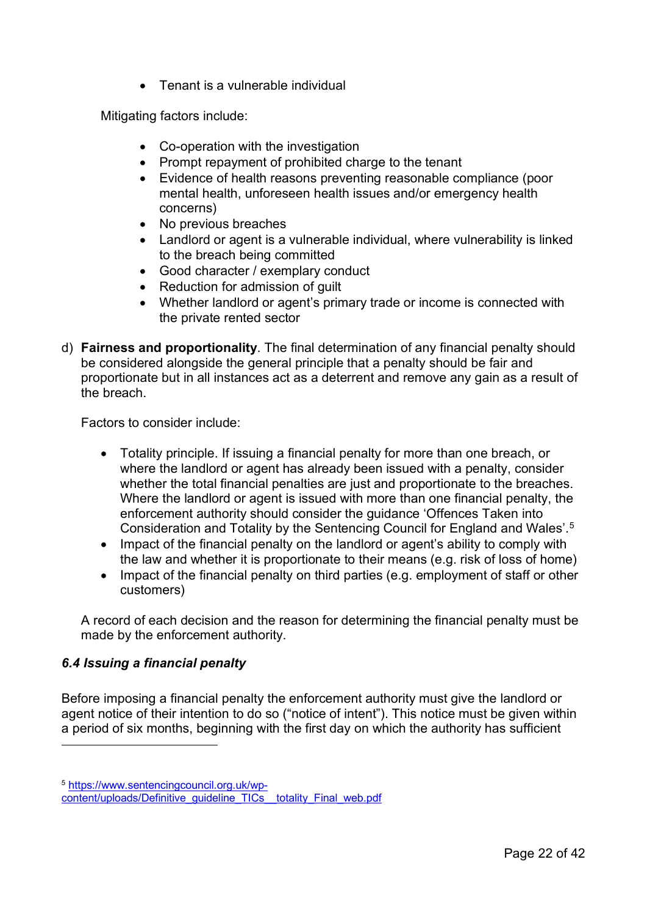- Tenant is a vulnerable individual

Mitigating factors include:

- Co-operation with the investigation
- Prompt repayment of prohibited charge to the tenant
- Evidence of health reasons preventing reasonable compliance (poor mental health, unforeseen health issues and/or emergency health concerns)
- No previous breaches
- Landlord or agent is a vulnerable individual, where vulnerability is linked to the breach being committed
- Good character / exemplary conduct
- Reduction for admission of guilt
- Whether landlord or agent's primary trade or income is connected with the private rented sector

d) **Fairness and proportionality**. The final determination of any financial penalty should be considered alongside the general principle that a penalty should be fair and proportionate but in all instances act as a deterrent and remove any gain as a result of the breach.

Factors to consider include:

- Totality principle. If issuing a financial penalty for more than one breach, or where the landlord or agent has already been issued with a penalty, consider whether the total financial penalties are just and proportionate to the breaches. Where the landlord or agent is issued with more than one financial penalty, the enforcement authority should consider the guidance 'Offences Taken into Consideration and Totality by the Sentencing Council for England and Wales'.[5]
- Impact of the financial penalty on the landlord or agent's ability to comply with the law and whether it is proportionate to their means (e.g. risk of loss of home)
- Impact of the financial penalty on third parties (e.g. employment of staff or other customers)

A record of each decision and the reason for determining the financial penalty must be made by the enforcement authority.

### *6.4 Issuing a financial penalty*

Before imposing a financial penalty the enforcement authority must give the landlord or agent notice of their intention to do so ("notice of intent"). This notice must be given within a period of six months, beginning with the first day on which the authority has sufficient

---

[5] https://www.sentencingcouncil.org.uk/wp-content/uploads/Definitive_guideline_TICs__totality_Final_web.pdf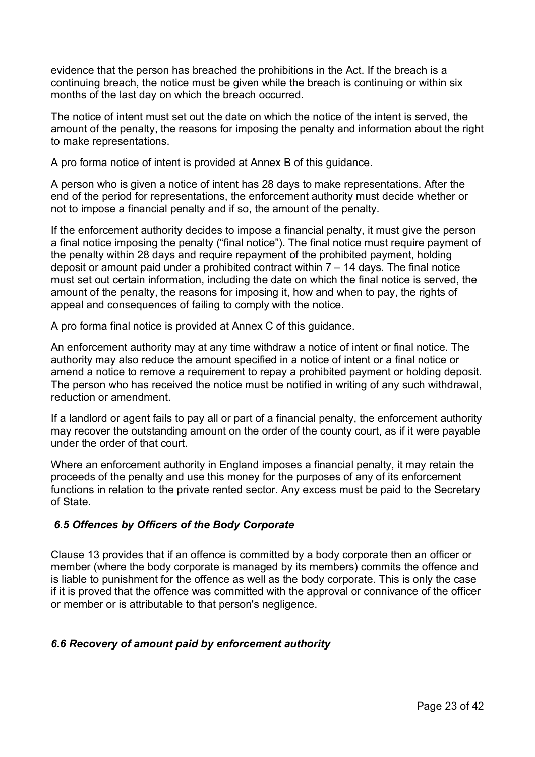evidence that the person has breached the prohibitions in the Act. If the breach is a continuing breach, the notice must be given while the breach is continuing or within six months of the last day on which the breach occurred.

The notice of intent must set out the date on which the notice of the intent is served, the amount of the penalty, the reasons for imposing the penalty and information about the right to make representations.

A pro forma notice of intent is provided at Annex B of this guidance.

A person who is given a notice of intent has 28 days to make representations. After the end of the period for representations, the enforcement authority must decide whether or not to impose a financial penalty and if so, the amount of the penalty.

If the enforcement authority decides to impose a financial penalty, it must give the person a final notice imposing the penalty ("final notice"). The final notice must require payment of the penalty within 28 days and require repayment of the prohibited payment, holding deposit or amount paid under a prohibited contract within 7 – 14 days. The final notice must set out certain information, including the date on which the final notice is served, the amount of the penalty, the reasons for imposing it, how and when to pay, the rights of appeal and consequences of failing to comply with the notice.

A pro forma final notice is provided at Annex C of this guidance.

An enforcement authority may at any time withdraw a notice of intent or final notice. The authority may also reduce the amount specified in a notice of intent or a final notice or amend a notice to remove a requirement to repay a prohibited payment or holding deposit. The person who has received the notice must be notified in writing of any such withdrawal, reduction or amendment.

If a landlord or agent fails to pay all or part of a financial penalty, the enforcement authority may recover the outstanding amount on the order of the county court, as if it were payable under the order of that court.

Where an enforcement authority in England imposes a financial penalty, it may retain the proceeds of the penalty and use this money for the purposes of any of its enforcement functions in relation to the private rented sector. Any excess must be paid to the Secretary of State.

### *6.5 Offences by Officers of the Body Corporate*

Clause 13 provides that if an offence is committed by a body corporate then an officer or member (where the body corporate is managed by its members) commits the offence and is liable to punishment for the offence as well as the body corporate. This is only the case if it is proved that the offence was committed with the approval or connivance of the officer or member or is attributable to that person's negligence.

### *6.6 Recovery of amount paid by enforcement authority*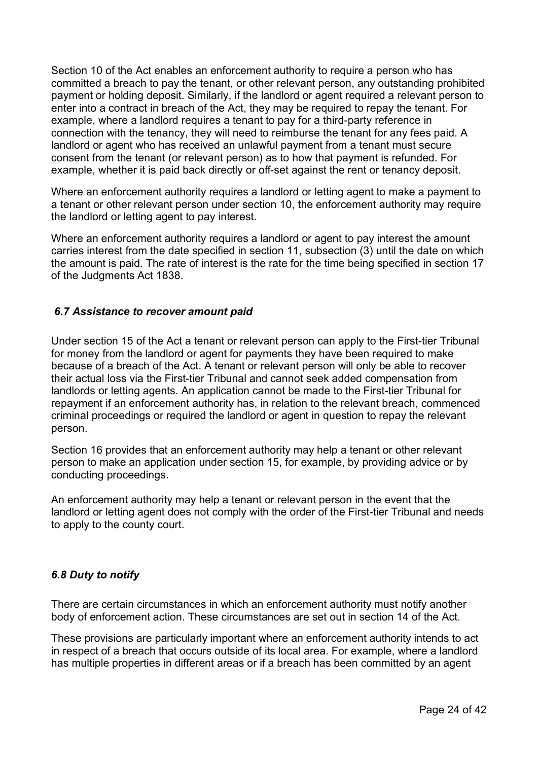Section 10 of the Act enables an enforcement authority to require a person who has committed a breach to pay the tenant, or other relevant person, any outstanding prohibited payment or holding deposit. Similarly, if the landlord or agent required a relevant person to enter into a contract in breach of the Act, they may be required to repay the tenant. For example, where a landlord requires a tenant to pay for a third-party reference in connection with the tenancy, they will need to reimburse the tenant for any fees paid. A landlord or agent who has received an unlawful payment from a tenant must secure consent from the tenant (or relevant person) as to how that payment is refunded. For example, whether it is paid back directly or off-set against the rent or tenancy deposit.

Where an enforcement authority requires a landlord or letting agent to make a payment to a tenant or other relevant person under section 10, the enforcement authority may require the landlord or letting agent to pay interest.

Where an enforcement authority requires a landlord or agent to pay interest the amount carries interest from the date specified in section 11, subsection (3) until the date on which the amount is paid. The rate of interest is the rate for the time being specified in section 17 of the Judgments Act 1838.

### *6.7 Assistance to recover amount paid*

Under section 15 of the Act a tenant or relevant person can apply to the First-tier Tribunal for money from the landlord or agent for payments they have been required to make because of a breach of the Act. A tenant or relevant person will only be able to recover their actual loss via the First-tier Tribunal and cannot seek added compensation from landlords or letting agents. An application cannot be made to the First-tier Tribunal for repayment if an enforcement authority has, in relation to the relevant breach, commenced criminal proceedings or required the landlord or agent in question to repay the relevant person.

Section 16 provides that an enforcement authority may help a tenant or other relevant person to make an application under section 15, for example, by providing advice or by conducting proceedings.

An enforcement authority may help a tenant or relevant person in the event that the landlord or letting agent does not comply with the order of the First-tier Tribunal and needs to apply to the county court.

### *6.8 Duty to notify*

There are certain circumstances in which an enforcement authority must notify another body of enforcement action. These circumstances are set out in section 14 of the Act.

These provisions are particularly important where an enforcement authority intends to act in respect of a breach that occurs outside of its local area. For example, where a landlord has multiple properties in different areas or if a breach has been committed by an agent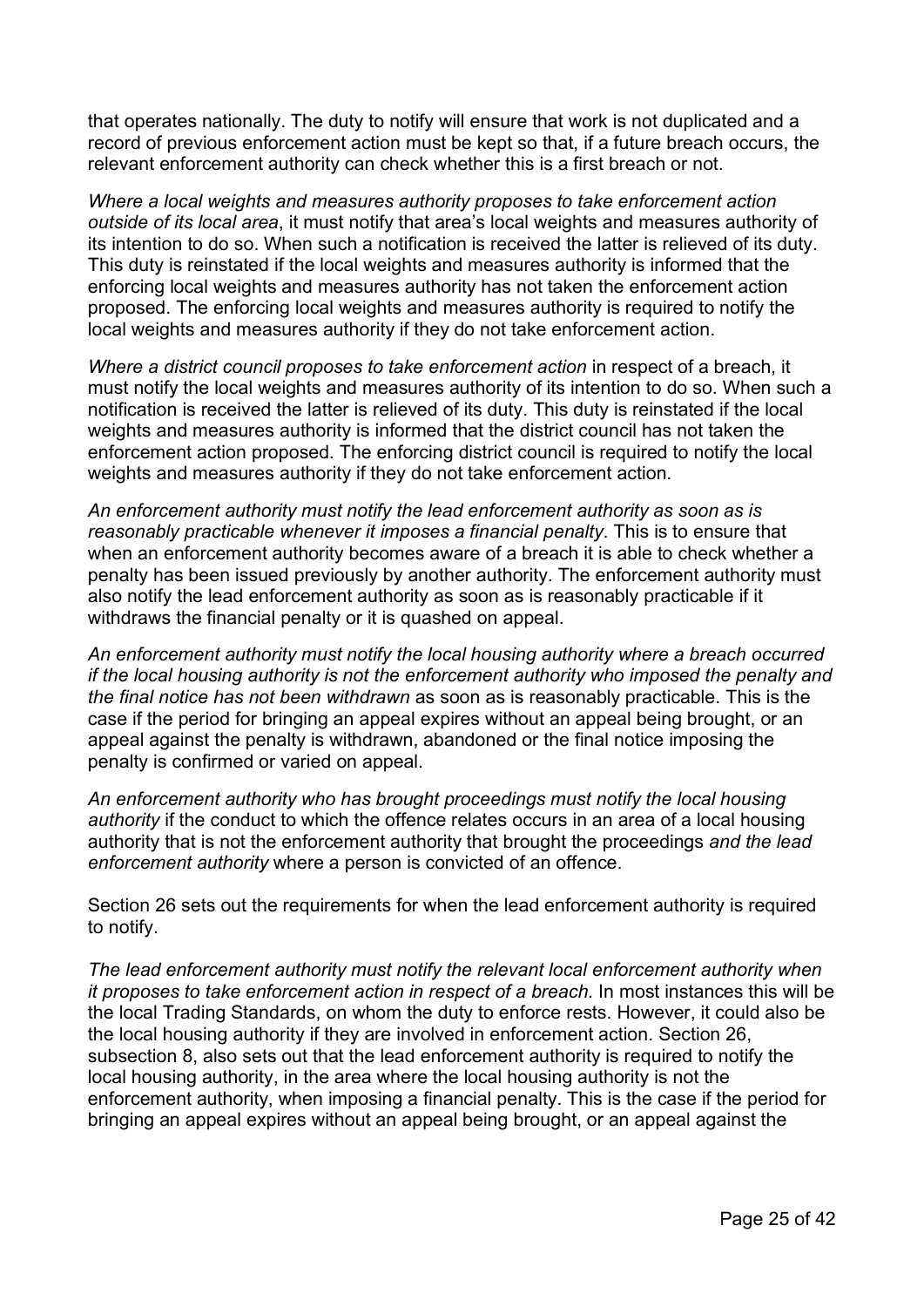that operates nationally. The duty to notify will ensure that work is not duplicated and a record of previous enforcement action must be kept so that, if a future breach occurs, the relevant enforcement authority can check whether this is a first breach or not.

*Where a local weights and measures authority proposes to take enforcement action outside of its local area*, it must notify that area's local weights and measures authority of its intention to do so. When such a notification is received the latter is relieved of its duty. This duty is reinstated if the local weights and measures authority is informed that the enforcing local weights and measures authority has not taken the enforcement action proposed. The enforcing local weights and measures authority is required to notify the local weights and measures authority if they do not take enforcement action.

*Where a district council proposes to take enforcement action* in respect of a breach, it must notify the local weights and measures authority of its intention to do so. When such a notification is received the latter is relieved of its duty. This duty is reinstated if the local weights and measures authority is informed that the district council has not taken the enforcement action proposed. The enforcing district council is required to notify the local weights and measures authority if they do not take enforcement action.

*An enforcement authority must notify the lead enforcement authority as soon as is reasonably practicable whenever it imposes a financial penalty*. This is to ensure that when an enforcement authority becomes aware of a breach it is able to check whether a penalty has been issued previously by another authority. The enforcement authority must also notify the lead enforcement authority as soon as is reasonably practicable if it withdraws the financial penalty or it is quashed on appeal.

*An enforcement authority must notify the local housing authority where a breach occurred if the local housing authority is not the enforcement authority who imposed the penalty and the final notice has not been withdrawn* as soon as is reasonably practicable. This is the case if the period for bringing an appeal expires without an appeal being brought, or an appeal against the penalty is withdrawn, abandoned or the final notice imposing the penalty is confirmed or varied on appeal.

*An enforcement authority who has brought proceedings must notify the local housing authority* if the conduct to which the offence relates occurs in an area of a local housing authority that is not the enforcement authority that brought the proceedings *and the lead enforcement authority* where a person is convicted of an offence.

Section 26 sets out the requirements for when the lead enforcement authority is required to notify.

*The lead enforcement authority must notify the relevant local enforcement authority when it proposes to take enforcement action in respect of a breach.* In most instances this will be the local Trading Standards, on whom the duty to enforce rests. However, it could also be the local housing authority if they are involved in enforcement action. Section 26, subsection 8, also sets out that the lead enforcement authority is required to notify the local housing authority, in the area where the local housing authority is not the enforcement authority, when imposing a financial penalty. This is the case if the period for bringing an appeal expires without an appeal being brought, or an appeal against the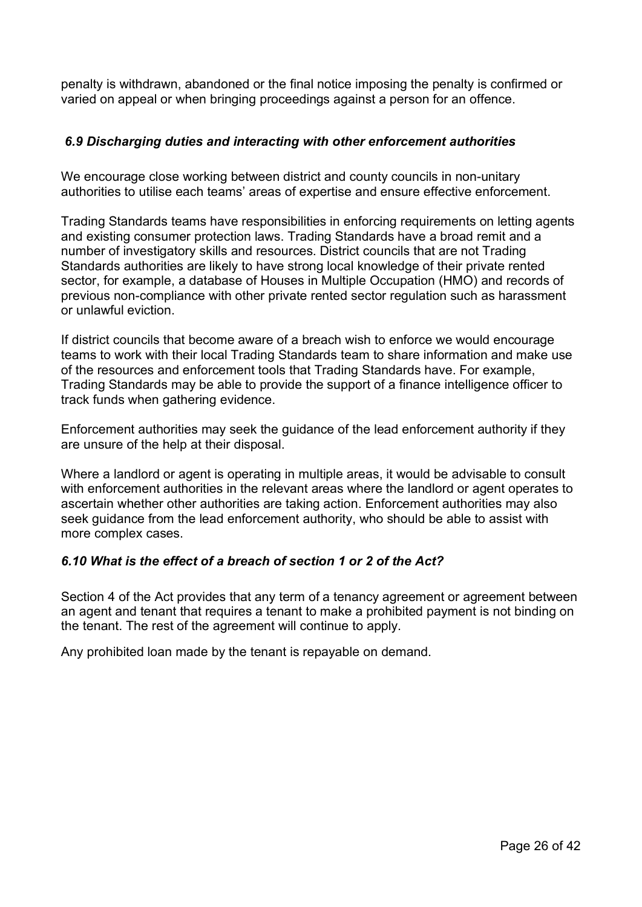penalty is withdrawn, abandoned or the final notice imposing the penalty is confirmed or varied on appeal or when bringing proceedings against a person for an offence.

### *6.9 Discharging duties and interacting with other enforcement authorities*

We encourage close working between district and county councils in non-unitary authorities to utilise each teams' areas of expertise and ensure effective enforcement.

Trading Standards teams have responsibilities in enforcing requirements on letting agents and existing consumer protection laws. Trading Standards have a broad remit and a number of investigatory skills and resources. District councils that are not Trading Standards authorities are likely to have strong local knowledge of their private rented sector, for example, a database of Houses in Multiple Occupation (HMO) and records of previous non-compliance with other private rented sector regulation such as harassment or unlawful eviction.

If district councils that become aware of a breach wish to enforce we would encourage teams to work with their local Trading Standards team to share information and make use of the resources and enforcement tools that Trading Standards have. For example, Trading Standards may be able to provide the support of a finance intelligence officer to track funds when gathering evidence.

Enforcement authorities may seek the guidance of the lead enforcement authority if they are unsure of the help at their disposal.

Where a landlord or agent is operating in multiple areas, it would be advisable to consult with enforcement authorities in the relevant areas where the landlord or agent operates to ascertain whether other authorities are taking action. Enforcement authorities may also seek guidance from the lead enforcement authority, who should be able to assist with more complex cases.

### *6.10 What is the effect of a breach of section 1 or 2 of the Act?*

Section 4 of the Act provides that any term of a tenancy agreement or agreement between an agent and tenant that requires a tenant to make a prohibited payment is not binding on the tenant. The rest of the agreement will continue to apply.

Any prohibited loan made by the tenant is repayable on demand.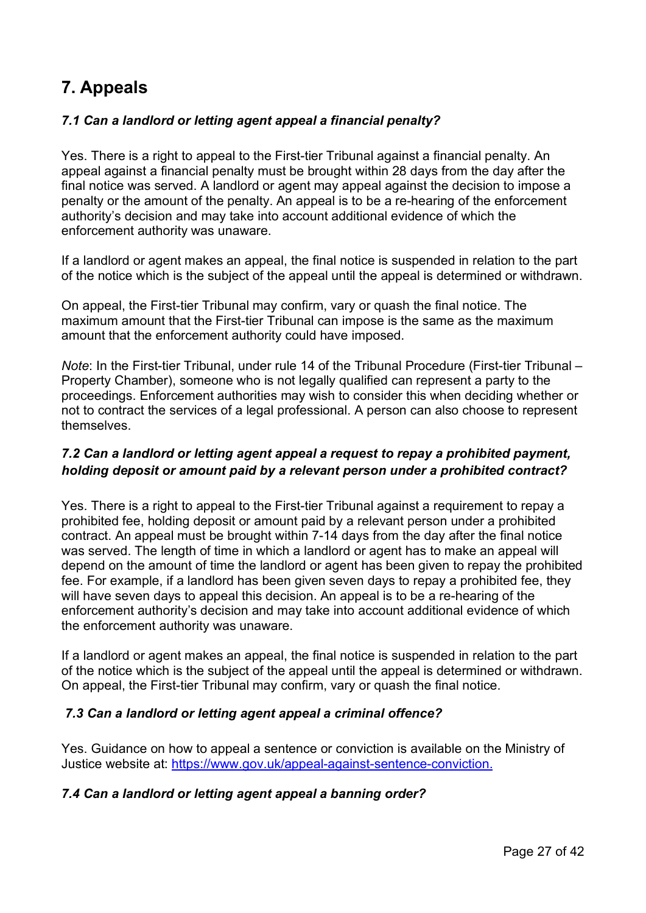# 7. Appeals

### *7.1 Can a landlord or letting agent appeal a financial penalty?*

Yes. There is a right to appeal to the First-tier Tribunal against a financial penalty. An appeal against a financial penalty must be brought within 28 days from the day after the final notice was served. A landlord or agent may appeal against the decision to impose a penalty or the amount of the penalty. An appeal is to be a re-hearing of the enforcement authority's decision and may take into account additional evidence of which the enforcement authority was unaware.

If a landlord or agent makes an appeal, the final notice is suspended in relation to the part of the notice which is the subject of the appeal until the appeal is determined or withdrawn.

On appeal, the First-tier Tribunal may confirm, vary or quash the final notice. The maximum amount that the First-tier Tribunal can impose is the same as the maximum amount that the enforcement authority could have imposed.

*Note*: In the First-tier Tribunal, under rule 14 of the Tribunal Procedure (First-tier Tribunal – Property Chamber), someone who is not legally qualified can represent a party to the proceedings. Enforcement authorities may wish to consider this when deciding whether or not to contract the services of a legal professional. A person can also choose to represent themselves.

### *7.2 Can a landlord or letting agent appeal a request to repay a prohibited payment, holding deposit or amount paid by a relevant person under a prohibited contract?*

Yes. There is a right to appeal to the First-tier Tribunal against a requirement to repay a prohibited fee, holding deposit or amount paid by a relevant person under a prohibited contract. An appeal must be brought within 7-14 days from the day after the final notice was served. The length of time in which a landlord or agent has to make an appeal will depend on the amount of time the landlord or agent has been given to repay the prohibited fee. For example, if a landlord has been given seven days to repay a prohibited fee, they will have seven days to appeal this decision. An appeal is to be a re-hearing of the enforcement authority's decision and may take into account additional evidence of which the enforcement authority was unaware.

If a landlord or agent makes an appeal, the final notice is suspended in relation to the part of the notice which is the subject of the appeal until the appeal is determined or withdrawn. On appeal, the First-tier Tribunal may confirm, vary or quash the final notice.

### *7.3 Can a landlord or letting agent appeal a criminal offence?*

Yes. Guidance on how to appeal a sentence or conviction is available on the Ministry of Justice website at: [https://www.gov.uk/appeal-against-sentence-conviction.](https://www.gov.uk/appeal-against-sentence-conviction)

### *7.4 Can a landlord or letting agent appeal a banning order?*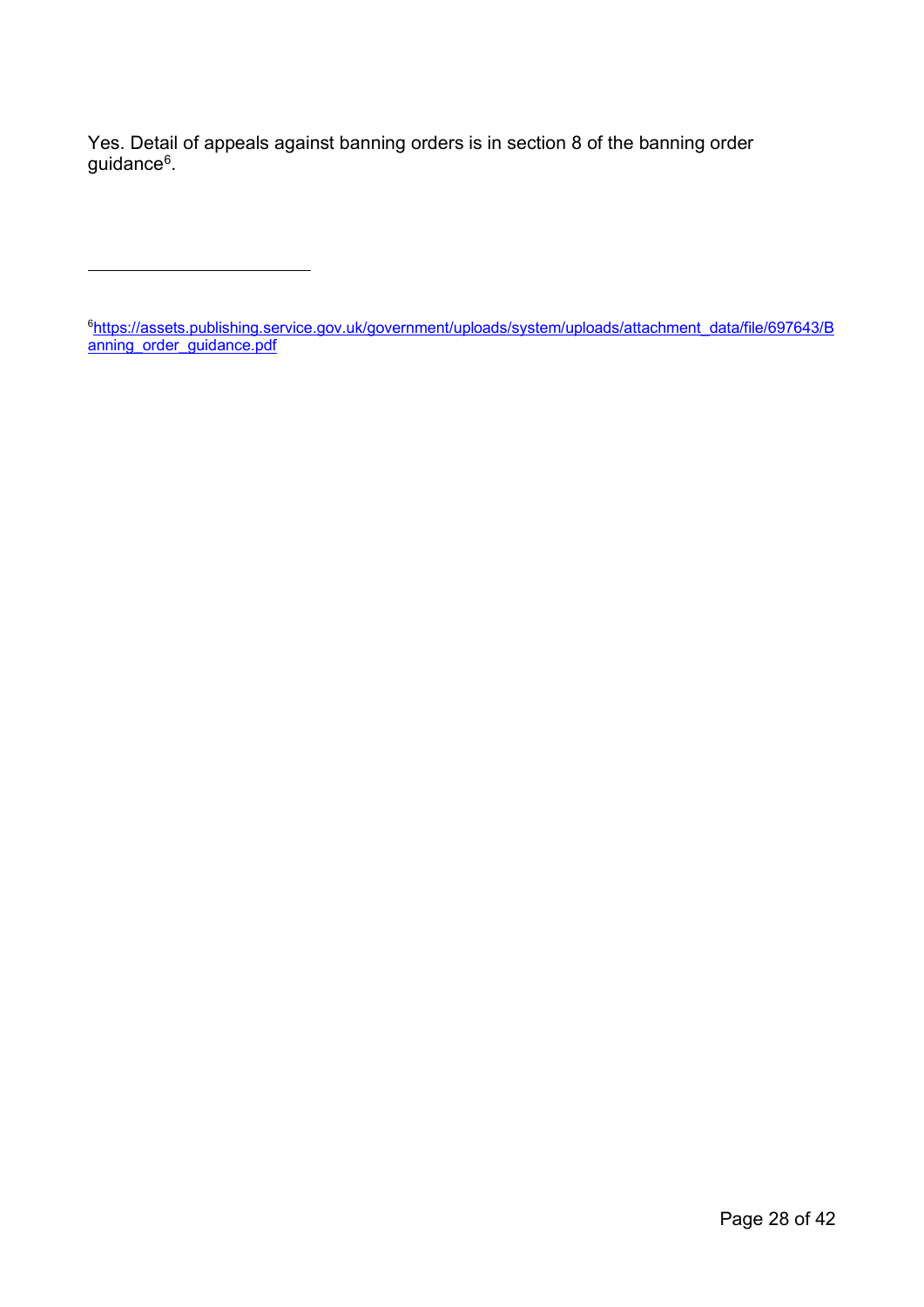Yes. Detail of appeals against banning orders is in section 8 of the banning order guidance[6].

---

[6] https://assets.publishing.service.gov.uk/government/uploads/system/uploads/attachment_data/file/697643/Banning_order_guidance.pdf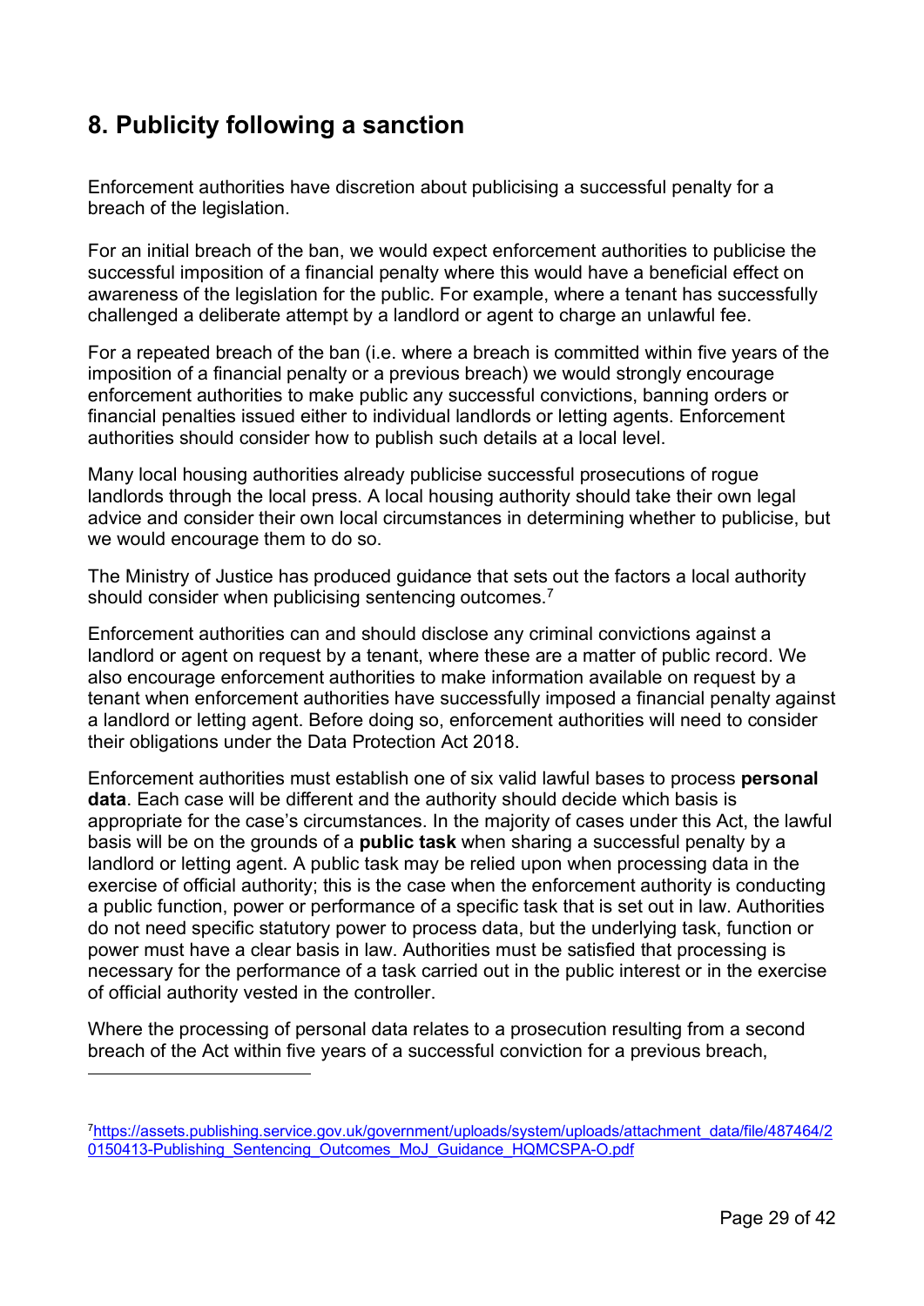## 8. Publicity following a sanction

Enforcement authorities have discretion about publicising a successful penalty for a breach of the legislation.

For an initial breach of the ban, we would expect enforcement authorities to publicise the successful imposition of a financial penalty where this would have a beneficial effect on awareness of the legislation for the public. For example, where a tenant has successfully challenged a deliberate attempt by a landlord or agent to charge an unlawful fee.

For a repeated breach of the ban (i.e. where a breach is committed within five years of the imposition of a financial penalty or a previous breach) we would strongly encourage enforcement authorities to make public any successful convictions, banning orders or financial penalties issued either to individual landlords or letting agents. Enforcement authorities should consider how to publish such details at a local level.

Many local housing authorities already publicise successful prosecutions of rogue landlords through the local press. A local housing authority should take their own legal advice and consider their own local circumstances in determining whether to publicise, but we would encourage them to do so.

The Ministry of Justice has produced guidance that sets out the factors a local authority should consider when publicising sentencing outcomes.[7]

Enforcement authorities can and should disclose any criminal convictions against a landlord or agent on request by a tenant, where these are a matter of public record. We also encourage enforcement authorities to make information available on request by a tenant when enforcement authorities have successfully imposed a financial penalty against a landlord or letting agent. Before doing so, enforcement authorities will need to consider their obligations under the Data Protection Act 2018.

Enforcement authorities must establish one of six valid lawful bases to process **personal data**. Each case will be different and the authority should decide which basis is appropriate for the case's circumstances. In the majority of cases under this Act, the lawful basis will be on the grounds of a **public task** when sharing a successful penalty by a landlord or letting agent. A public task may be relied upon when processing data in the exercise of official authority; this is the case when the enforcement authority is conducting a public function, power or performance of a specific task that is set out in law. Authorities do not need specific statutory power to process data, but the underlying task, function or power must have a clear basis in law. Authorities must be satisfied that processing is necessary for the performance of a task carried out in the public interest or in the exercise of official authority vested in the controller.

Where the processing of personal data relates to a prosecution resulting from a second breach of the Act within five years of a successful conviction for a previous breach,

---

[7] https://assets.publishing.service.gov.uk/government/uploads/system/uploads/attachment_data/file/487464/20150413-Publishing_Sentencing_Outcomes_MoJ_Guidance_HQMCSPA-O.pdf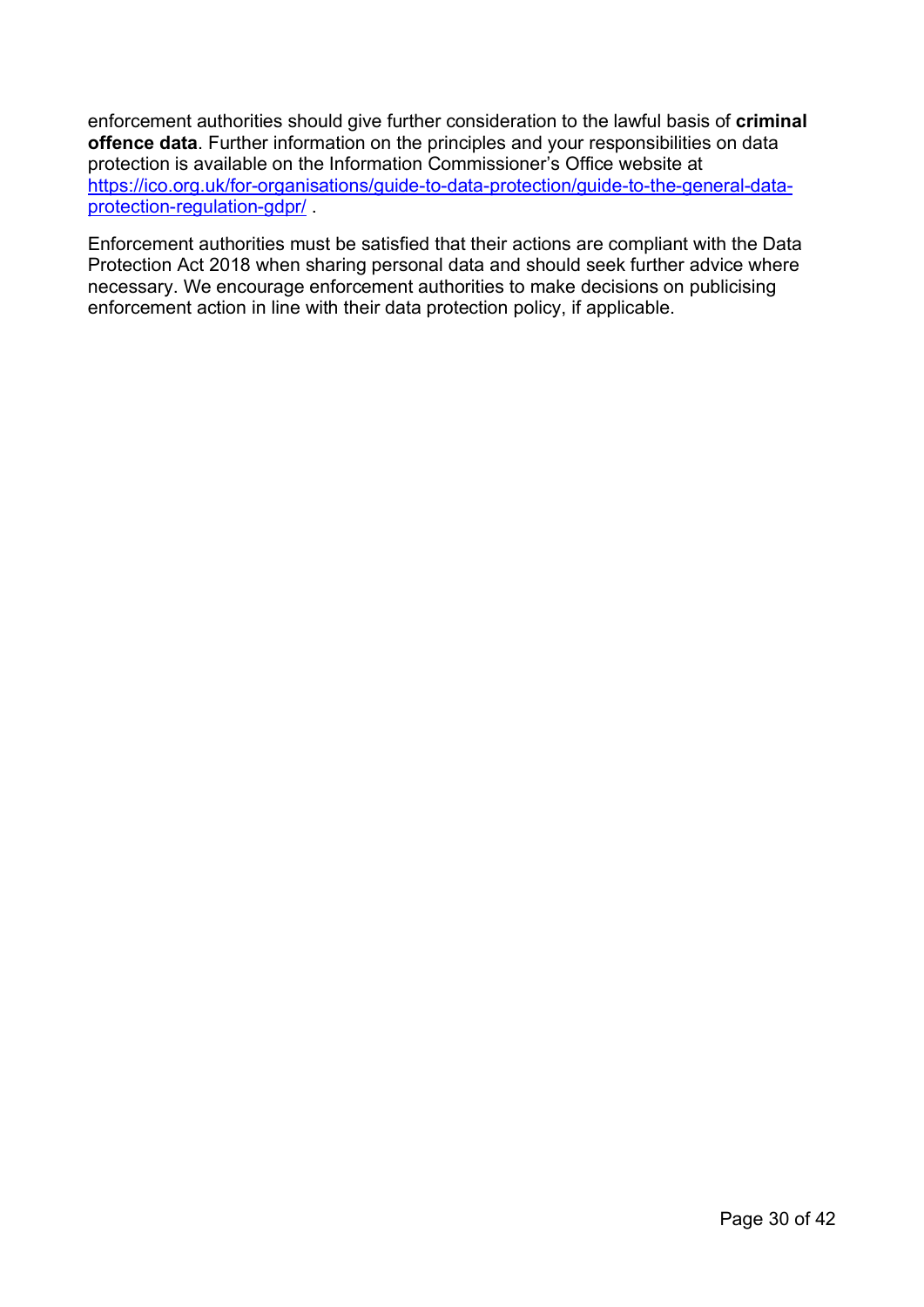enforcement authorities should give further consideration to the lawful basis of **criminal offence data**. Further information on the principles and your responsibilities on data protection is available on the Information Commissioner's Office website at [https://ico.org.uk/for-organisations/guide-to-data-protection/guide-to-the-general-data-protection-regulation-gdpr/](https://ico.org.uk/for-organisations/guide-to-data-protection/guide-to-the-general-data-protection-regulation-gdpr/) .

Enforcement authorities must be satisfied that their actions are compliant with the Data Protection Act 2018 when sharing personal data and should seek further advice where necessary. We encourage enforcement authorities to make decisions on publicising enforcement action in line with their data protection policy, if applicable.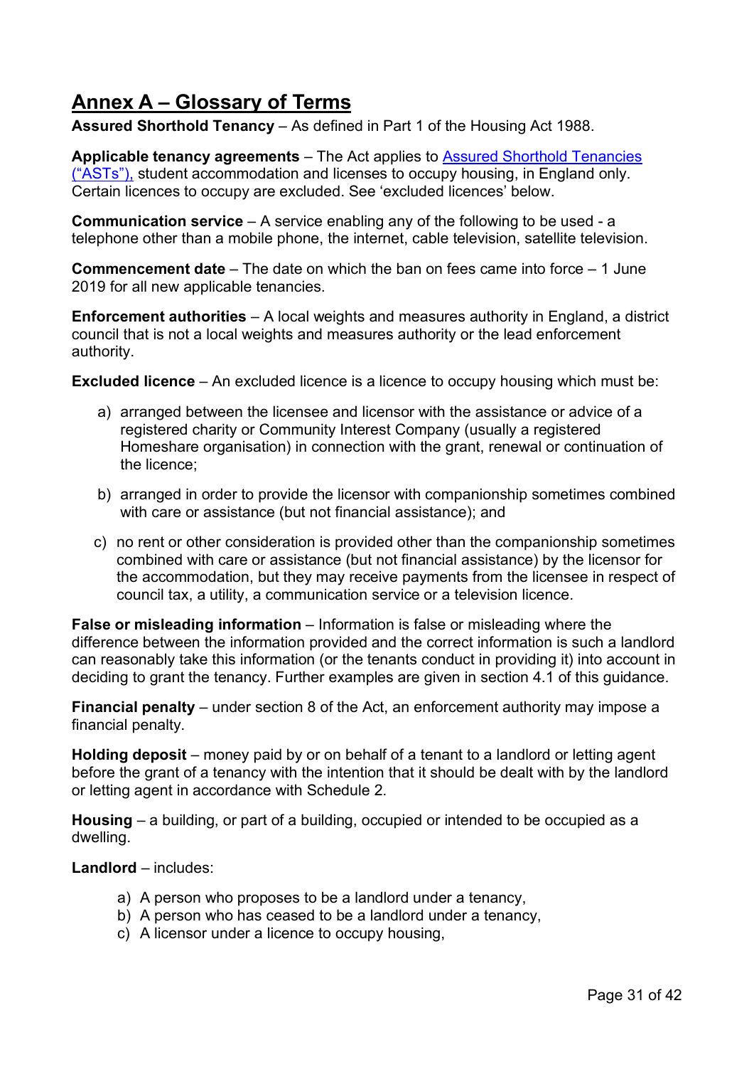## Annex A – Glossary of Terms

**Assured Shorthold Tenancy** – As defined in Part 1 of the Housing Act 1988.

**Applicable tenancy agreements** – The Act applies to Assured Shorthold Tenancies ("ASTs"), student accommodation and licenses to occupy housing, in England only. Certain licences to occupy are excluded. See 'excluded licences' below.

**Communication service** – A service enabling any of the following to be used - a telephone other than a mobile phone, the internet, cable television, satellite television.

**Commencement date** – The date on which the ban on fees came into force – 1 June 2019 for all new applicable tenancies.

**Enforcement authorities** – A local weights and measures authority in England, a district council that is not a local weights and measures authority or the lead enforcement authority.

**Excluded licence** – An excluded licence is a licence to occupy housing which must be:

a) arranged between the licensee and licensor with the assistance or advice of a registered charity or Community Interest Company (usually a registered Homeshare organisation) in connection with the grant, renewal or continuation of the licence;

b) arranged in order to provide the licensor with companionship sometimes combined with care or assistance (but not financial assistance); and

c) no rent or other consideration is provided other than the companionship sometimes combined with care or assistance (but not financial assistance) by the licensor for the accommodation, but they may receive payments from the licensee in respect of council tax, a utility, a communication service or a television licence.

**False or misleading information** – Information is false or misleading where the difference between the information provided and the correct information is such a landlord can reasonably take this information (or the tenants conduct in providing it) into account in deciding to grant the tenancy. Further examples are given in section 4.1 of this guidance.

**Financial penalty** – under section 8 of the Act, an enforcement authority may impose a financial penalty.

**Holding deposit** – money paid by or on behalf of a tenant to a landlord or letting agent before the grant of a tenancy with the intention that it should be dealt with by the landlord or letting agent in accordance with Schedule 2.

**Housing** – a building, or part of a building, occupied or intended to be occupied as a dwelling.

**Landlord** – includes:

a) A person who proposes to be a landlord under a tenancy,
b) A person who has ceased to be a landlord under a tenancy,
c) A licensor under a licence to occupy housing,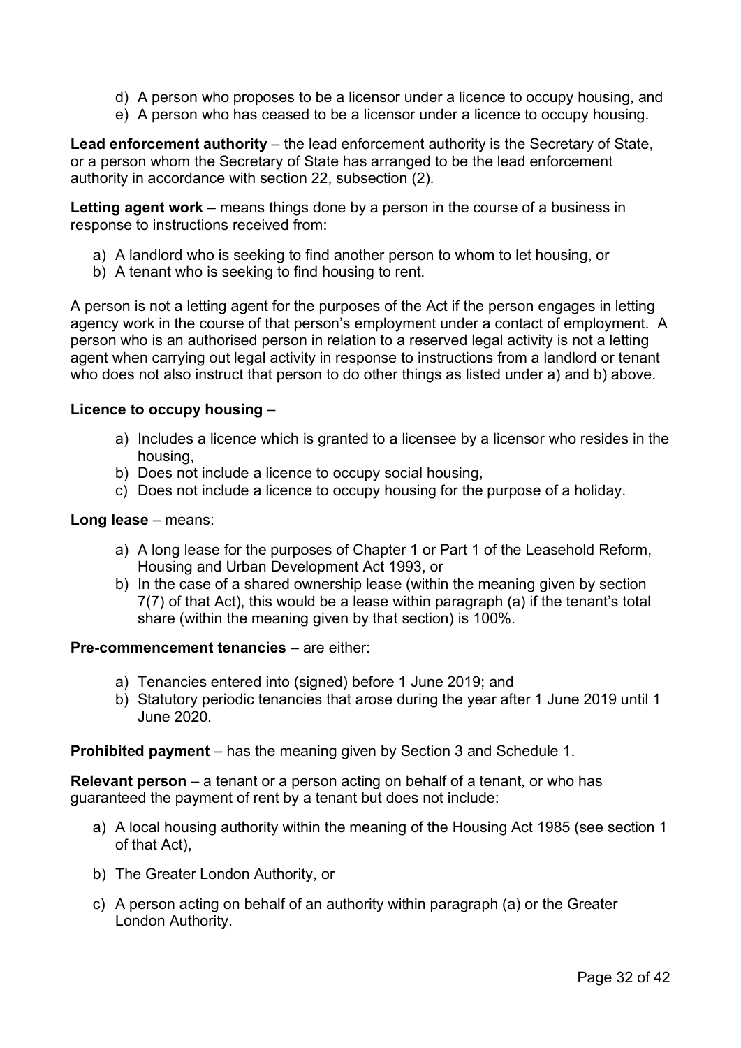d) A person who proposes to be a licensor under a licence to occupy housing, and
e) A person who has ceased to be a licensor under a licence to occupy housing.

**Lead enforcement authority** – the lead enforcement authority is the Secretary of State, or a person whom the Secretary of State has arranged to be the lead enforcement authority in accordance with section 22, subsection (2).

**Letting agent work** – means things done by a person in the course of a business in response to instructions received from:

a) A landlord who is seeking to find another person to whom to let housing, or
b) A tenant who is seeking to find housing to rent.

A person is not a letting agent for the purposes of the Act if the person engages in letting agency work in the course of that person's employment under a contact of employment. A person who is an authorised person in relation to a reserved legal activity is not a letting agent when carrying out legal activity in response to instructions from a landlord or tenant who does not also instruct that person to do other things as listed under a) and b) above.

**Licence to occupy housing** –

a) Includes a licence which is granted to a licensee by a licensor who resides in the housing,
b) Does not include a licence to occupy social housing,
c) Does not include a licence to occupy housing for the purpose of a holiday.

**Long lease** – means:

a) A long lease for the purposes of Chapter 1 or Part 1 of the Leasehold Reform, Housing and Urban Development Act 1993, or
b) In the case of a shared ownership lease (within the meaning given by section 7(7) of that Act), this would be a lease within paragraph (a) if the tenant's total share (within the meaning given by that section) is 100%.

**Pre-commencement tenancies** – are either:

a) Tenancies entered into (signed) before 1 June 2019; and
b) Statutory periodic tenancies that arose during the year after 1 June 2019 until 1 June 2020.

**Prohibited payment** – has the meaning given by Section 3 and Schedule 1.

**Relevant person** – a tenant or a person acting on behalf of a tenant, or who has guaranteed the payment of rent by a tenant but does not include:

a) A local housing authority within the meaning of the Housing Act 1985 (see section 1 of that Act),

b) The Greater London Authority, or

c) A person acting on behalf of an authority within paragraph (a) or the Greater London Authority.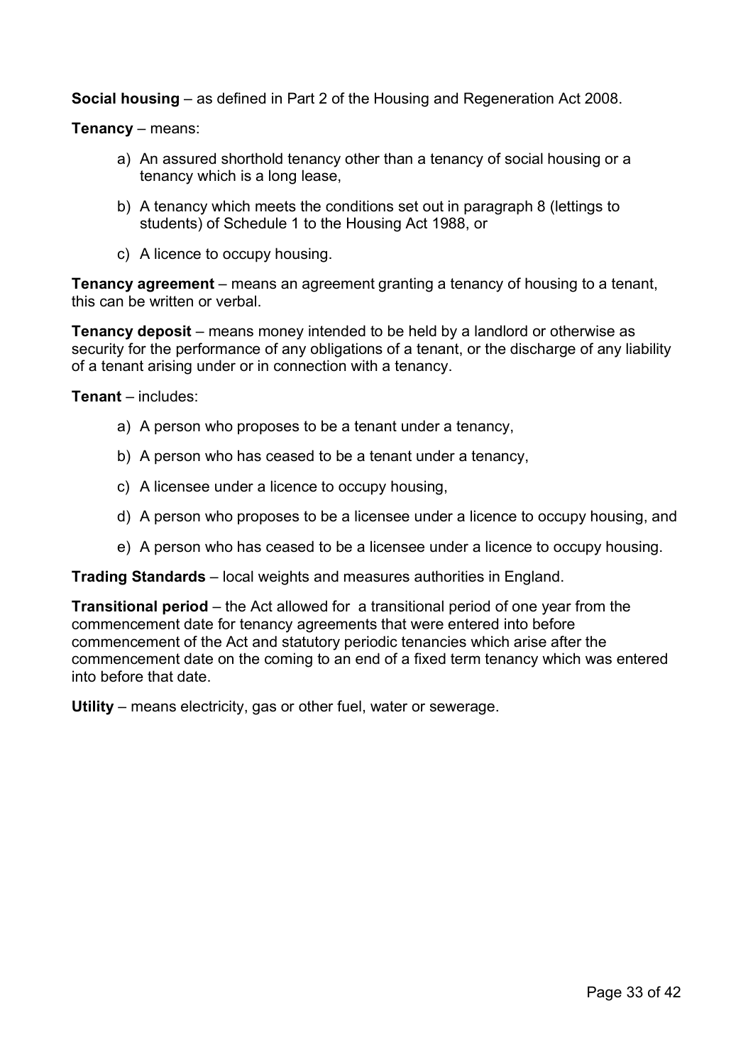**Social housing** – as defined in Part 2 of the Housing and Regeneration Act 2008.

**Tenancy** – means:

a) An assured shorthold tenancy other than a tenancy of social housing or a tenancy which is a long lease,

b) A tenancy which meets the conditions set out in paragraph 8 (lettings to students) of Schedule 1 to the Housing Act 1988, or

c) A licence to occupy housing.

**Tenancy agreement** – means an agreement granting a tenancy of housing to a tenant, this can be written or verbal.

**Tenancy deposit** – means money intended to be held by a landlord or otherwise as security for the performance of any obligations of a tenant, or the discharge of any liability of a tenant arising under or in connection with a tenancy.

**Tenant** – includes:

a) A person who proposes to be a tenant under a tenancy,

b) A person who has ceased to be a tenant under a tenancy,

c) A licensee under a licence to occupy housing,

d) A person who proposes to be a licensee under a licence to occupy housing, and

e) A person who has ceased to be a licensee under a licence to occupy housing.

**Trading Standards** – local weights and measures authorities in England.

**Transitional period** – the Act allowed for a transitional period of one year from the commencement date for tenancy agreements that were entered into before commencement of the Act and statutory periodic tenancies which arise after the commencement date on the coming to an end of a fixed term tenancy which was entered into before that date.

**Utility** – means electricity, gas or other fuel, water or sewerage.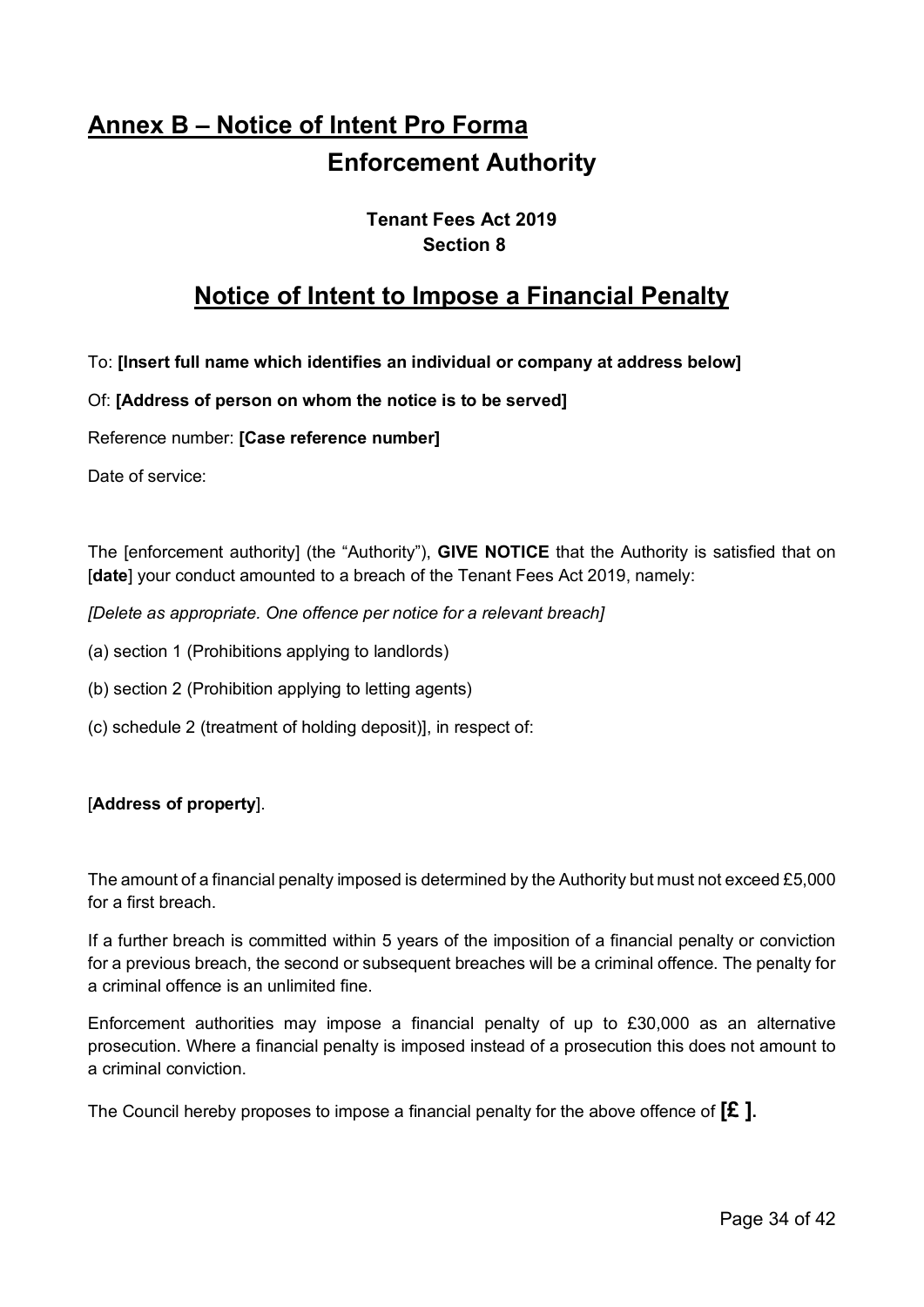# Annex B – Notice of Intent Pro Forma

## Enforcement Authority

**Tenant Fees Act 2019**
**Section 8**

## Notice of Intent to Impose a Financial Penalty

To: **[Insert full name which identifies an individual or company at address below]**

Of: **[Address of person on whom the notice is to be served]**

Reference number: **[Case reference number]**

Date of service:

The [enforcement authority] (the "Authority"), **GIVE NOTICE** that the Authority is satisfied that on [**date**] your conduct amounted to a breach of the Tenant Fees Act 2019, namely:

*[Delete as appropriate. One offence per notice for a relevant breach]*

(a) section 1 (Prohibitions applying to landlords)

(b) section 2 (Prohibition applying to letting agents)

(c) schedule 2 (treatment of holding deposit)], in respect of:

[**Address of property**].

The amount of a financial penalty imposed is determined by the Authority but must not exceed £5,000 for a first breach.

If a further breach is committed within 5 years of the imposition of a financial penalty or conviction for a previous breach, the second or subsequent breaches will be a criminal offence. The penalty for a criminal offence is an unlimited fine.

Enforcement authorities may impose a financial penalty of up to £30,000 as an alternative prosecution. Where a financial penalty is imposed instead of a prosecution this does not amount to a criminal conviction.

The Council hereby proposes to impose a financial penalty for the above offence of **[£ ]**.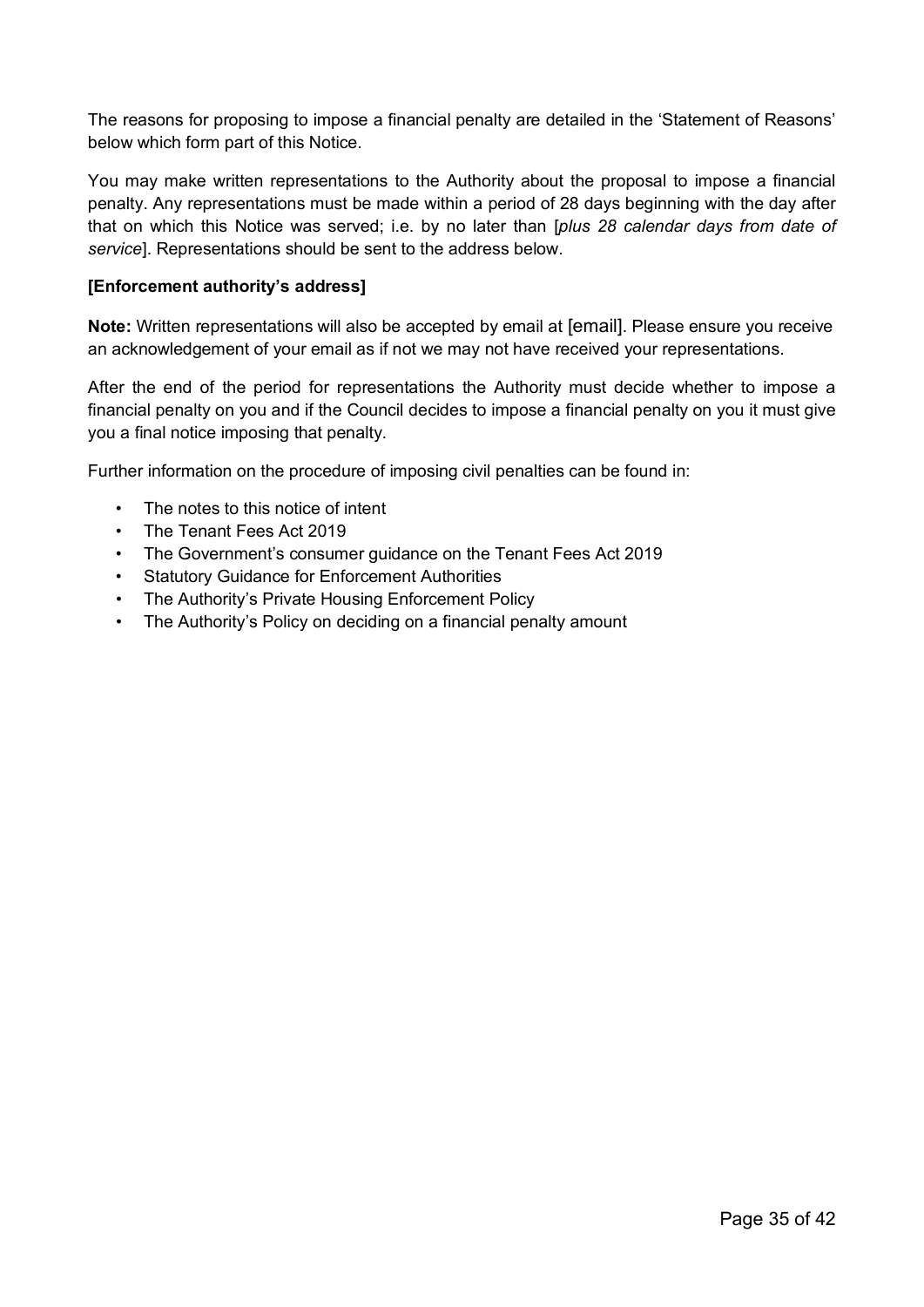The reasons for proposing to impose a financial penalty are detailed in the 'Statement of Reasons' below which form part of this Notice.

You may make written representations to the Authority about the proposal to impose a financial penalty. Any representations must be made within a period of 28 days beginning with the day after that on which this Notice was served; i.e. by no later than [*plus 28 calendar days from date of service*]. Representations should be sent to the address below.

**[Enforcement authority's address]**

**Note:** Written representations will also be accepted by email at [email]. Please ensure you receive an acknowledgement of your email as if not we may not have received your representations.

After the end of the period for representations the Authority must decide whether to impose a financial penalty on you and if the Council decides to impose a financial penalty on you it must give you a final notice imposing that penalty.

Further information on the procedure of imposing civil penalties can be found in:

- The notes to this notice of intent
- The Tenant Fees Act 2019
- The Government's consumer guidance on the Tenant Fees Act 2019
- Statutory Guidance for Enforcement Authorities
- The Authority's Private Housing Enforcement Policy
- The Authority's Policy on deciding on a financial penalty amount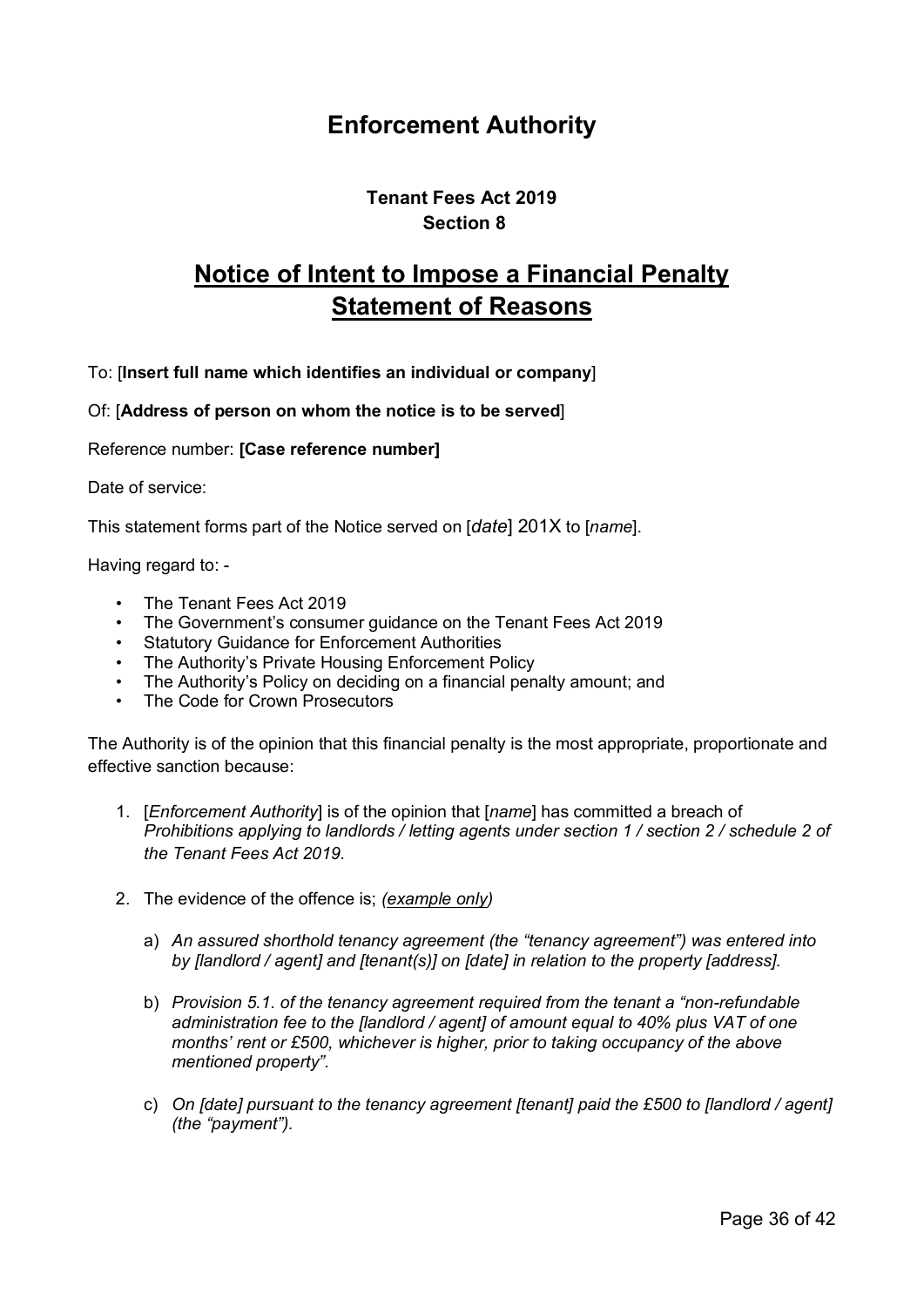# Enforcement Authority

### Tenant Fees Act 2019
### Section 8

## Notice of Intent to Impose a Financial Penalty Statement of Reasons

To: [**Insert full name which identifies an individual or company**]

Of: [**Address of person on whom the notice is to be served**]

Reference number: **[Case reference number]**

Date of service:

This statement forms part of the Notice served on [*date*] 201X to [*name*].

Having regard to: -

- The Tenant Fees Act 2019
- The Government's consumer guidance on the Tenant Fees Act 2019
- Statutory Guidance for Enforcement Authorities
- The Authority's Private Housing Enforcement Policy
- The Authority's Policy on deciding on a financial penalty amount; and
- The Code for Crown Prosecutors

The Authority is of the opinion that this financial penalty is the most appropriate, proportionate and effective sanction because:

1. [*Enforcement Authority*] is of the opinion that [*name*] has committed a breach of *Prohibitions applying to landlords / letting agents under section 1 / section 2 / schedule 2 of the Tenant Fees Act 2019.*

2. The evidence of the offence is; *(example only)*

   a) *An assured shorthold tenancy agreement (the "tenancy agreement") was entered into by [landlord / agent] and [tenant(s)] on [date] in relation to the property [address].*

   b) *Provision 5.1. of the tenancy agreement required from the tenant a "non-refundable administration fee to the [landlord / agent] of amount equal to 40% plus VAT of one months' rent or £500, whichever is higher, prior to taking occupancy of the above mentioned property".*

   c) *On [date] pursuant to the tenancy agreement [tenant] paid the £500 to [landlord / agent] (the "payment").*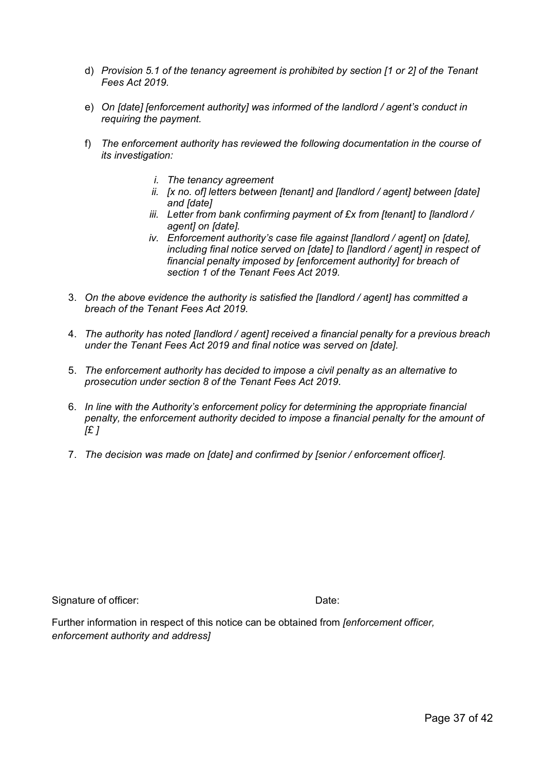d) *Provision 5.1 of the tenancy agreement is prohibited by section [1 or 2] of the Tenant Fees Act 2019.*

e) *On [date] [enforcement authority] was informed of the landlord / agent's conduct in requiring the payment.*

f) *The enforcement authority has reviewed the following documentation in the course of its investigation:*

   i. *The tenancy agreement*
   ii. *[x no. of] letters between [tenant] and [landlord / agent] between [date] and [date]*
   iii. *Letter from bank confirming payment of £x from [tenant] to [landlord / agent] on [date].*
   iv. *Enforcement authority's case file against [landlord / agent] on [date], including final notice served on [date] to [landlord / agent] in respect of financial penalty imposed by [enforcement authority] for breach of section 1 of the Tenant Fees Act 2019.*

3. *On the above evidence the authority is satisfied the [landlord / agent] has committed a breach of the Tenant Fees Act 2019.*

4. *The authority has noted [landlord / agent] received a financial penalty for a previous breach under the Tenant Fees Act 2019 and final notice was served on [date].*

5. *The enforcement authority has decided to impose a civil penalty as an alternative to prosecution under section 8 of the Tenant Fees Act 2019.*

6. *In line with the Authority's enforcement policy for determining the appropriate financial penalty, the enforcement authority decided to impose a financial penalty for the amount of [£ ]*

7. *The decision was made on [date] and confirmed by [senior / enforcement officer].*

Signature of officer: Date:

Further information in respect of this notice can be obtained from *[enforcement officer, enforcement authority and address]*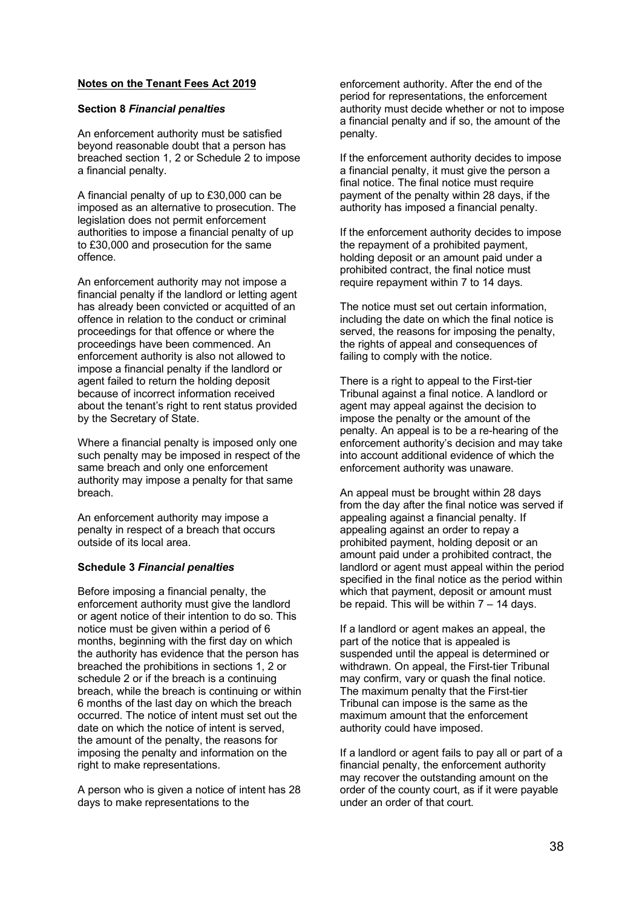**Notes on the Tenant Fees Act 2019**

**Section 8** ***Financial penalties***

An enforcement authority must be satisfied beyond reasonable doubt that a person has breached section 1, 2 or Schedule 2 to impose a financial penalty.

A financial penalty of up to £30,000 can be imposed as an alternative to prosecution. The legislation does not permit enforcement authorities to impose a financial penalty of up to £30,000 and prosecution for the same offence.

An enforcement authority may not impose a financial penalty if the landlord or letting agent has already been convicted or acquitted of an offence in relation to the conduct or criminal proceedings for that offence or where the proceedings have been commenced. An enforcement authority is also not allowed to impose a financial penalty if the landlord or agent failed to return the holding deposit because of incorrect information received about the tenant's right to rent status provided by the Secretary of State.

Where a financial penalty is imposed only one such penalty may be imposed in respect of the same breach and only one enforcement authority may impose a penalty for that same breach.

An enforcement authority may impose a penalty in respect of a breach that occurs outside of its local area.

**Schedule 3** ***Financial penalties***

Before imposing a financial penalty, the enforcement authority must give the landlord or agent notice of their intention to do so. This notice must be given within a period of 6 months, beginning with the first day on which the authority has evidence that the person has breached the prohibitions in sections 1, 2 or schedule 2 or if the breach is a continuing breach, while the breach is continuing or within 6 months of the last day on which the breach occurred. The notice of intent must set out the date on which the notice of intent is served, the amount of the penalty, the reasons for imposing the penalty and information on the right to make representations.

A person who is given a notice of intent has 28 days to make representations to the enforcement authority. After the end of the period for representations, the enforcement authority must decide whether or not to impose a financial penalty and if so, the amount of the penalty.

If the enforcement authority decides to impose a financial penalty, it must give the person a final notice. The final notice must require payment of the penalty within 28 days, if the authority has imposed a financial penalty.

If the enforcement authority decides to impose the repayment of a prohibited payment, holding deposit or an amount paid under a prohibited contract, the final notice must require repayment within 7 to 14 days.

The notice must set out certain information, including the date on which the final notice is served, the reasons for imposing the penalty, the rights of appeal and consequences of failing to comply with the notice.

There is a right to appeal to the First-tier Tribunal against a final notice. A landlord or agent may appeal against the decision to impose the penalty or the amount of the penalty. An appeal is to be a re-hearing of the enforcement authority's decision and may take into account additional evidence of which the enforcement authority was unaware.

An appeal must be brought within 28 days from the day after the final notice was served if appealing against a financial penalty. If appealing against an order to repay a prohibited payment, holding deposit or an amount paid under a prohibited contract, the landlord or agent must appeal within the period specified in the final notice as the period within which that payment, deposit or amount must be repaid. This will be within 7 – 14 days.

If a landlord or agent makes an appeal, the part of the notice that is appealed is suspended until the appeal is determined or withdrawn. On appeal, the First-tier Tribunal may confirm, vary or quash the final notice. The maximum penalty that the First-tier Tribunal can impose is the same as the maximum amount that the enforcement authority could have imposed.

If a landlord or agent fails to pay all or part of a financial penalty, the enforcement authority may recover the outstanding amount on the order of the county court, as if it were payable under an order of that court.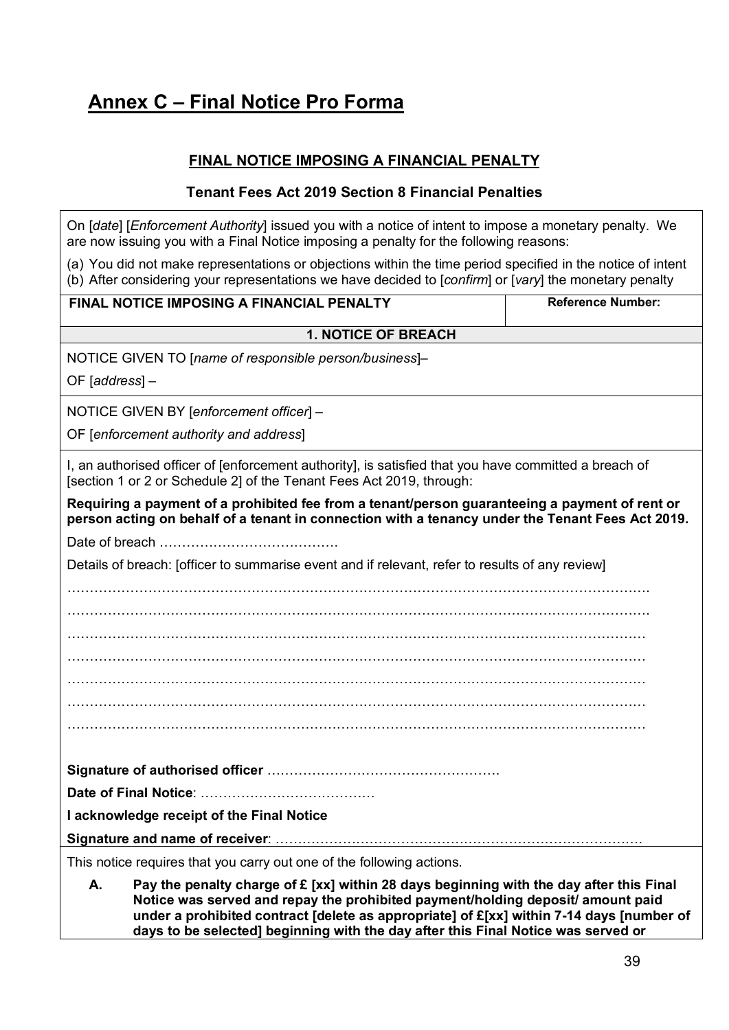# Annex C – Final Notice Pro Forma

**FINAL NOTICE IMPOSING A FINANCIAL PENALTY**

**Tenant Fees Act 2019 Section 8 Financial Penalties**

On [*date*] [*Enforcement Authority*] issued you with a notice of intent to impose a monetary penalty. We are now issuing you with a Final Notice imposing a penalty for the following reasons:

(a) You did not make representations or objections within the time period specified in the notice of intent
(b) After considering your representations we have decided to [*confirm*] or [*vary*] the monetary penalty

| **FINAL NOTICE IMPOSING A FINANCIAL PENALTY** | **Reference Number:** |
|---|---|

**1. NOTICE OF BREACH**

NOTICE GIVEN TO [*name of responsible person/business*]–

OF [*address*] –

NOTICE GIVEN BY [*enforcement officer*] –

OF [*enforcement authority and address*]

I, an authorised officer of [enforcement authority], is satisfied that you have committed a breach of [section 1 or 2 or Schedule 2] of the Tenant Fees Act 2019, through:

**Requiring a payment of a prohibited fee from a tenant/person guaranteeing a payment of rent or person acting on behalf of a tenant in connection with a tenancy under the Tenant Fees Act 2019.**

Date of breach ………………………………….

Details of breach: [officer to summarise event and if relevant, refer to results of any review]

……………………………………………………………………………………………………………….

……………………………………………………………………………………………………………….

……………………………………………………………………………………………………………….

……………………………………………………………………………………………………………….

……………………………………………………………………………………………………………….

……………………………………………………………………………………………………………….

……………………………………………………………………………………………………………….

**Signature of authorised officer** …………………………………………….

**Date of Final Notice**: …………………………………

**I acknowledge receipt of the Final Notice**

**Signature and name of receiver**: ………………………………………………………………………

This notice requires that you carry out one of the following actions.

**A. Pay the penalty charge of £ [xx] within 28 days beginning with the day after this Final Notice was served and repay the prohibited payment/holding deposit/ amount paid under a prohibited contract [delete as appropriate] of £[xx] within 7-14 days [number of days to be selected] beginning with the day after this Final Notice was served or**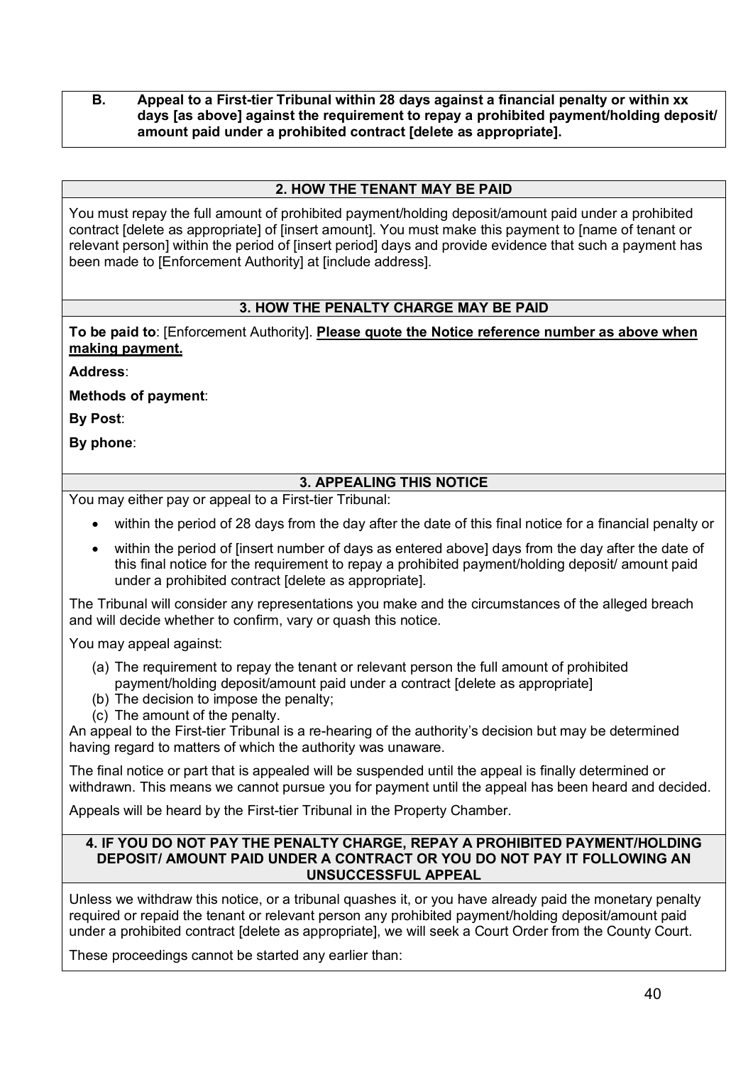**B. Appeal to a First-tier Tribunal within 28 days against a financial penalty or within xx days [as above] against the requirement to repay a prohibited payment/holding deposit/ amount paid under a prohibited contract [delete as appropriate].**

### 2. HOW THE TENANT MAY BE PAID

You must repay the full amount of prohibited payment/holding deposit/amount paid under a prohibited contract [delete as appropriate] of [insert amount]. You must make this payment to [name of tenant or relevant person] within the period of [insert period] days and provide evidence that such a payment has been made to [Enforcement Authority] at [include address].

### 3. HOW THE PENALTY CHARGE MAY BE PAID

**To be paid to**: [Enforcement Authority]. **Please quote the Notice reference number as above when making payment.**

**Address**:

**Methods of payment**:

**By Post**:

**By phone**:

### 3. APPEALING THIS NOTICE

You may either pay or appeal to a First-tier Tribunal:

- within the period of 28 days from the day after the date of this final notice for a financial penalty or
- within the period of [insert number of days as entered above] days from the day after the date of this final notice for the requirement to repay a prohibited payment/holding deposit/ amount paid under a prohibited contract [delete as appropriate].

The Tribunal will consider any representations you make and the circumstances of the alleged breach and will decide whether to confirm, vary or quash this notice.

You may appeal against:

(a) The requirement to repay the tenant or relevant person the full amount of prohibited payment/holding deposit/amount paid under a contract [delete as appropriate]
(b) The decision to impose the penalty;
(c) The amount of the penalty.

An appeal to the First-tier Tribunal is a re-hearing of the authority's decision but may be determined having regard to matters of which the authority was unaware.

The final notice or part that is appealed will be suspended until the appeal is finally determined or withdrawn. This means we cannot pursue you for payment until the appeal has been heard and decided.

Appeals will be heard by the First-tier Tribunal in the Property Chamber.

### 4. IF YOU DO NOT PAY THE PENALTY CHARGE, REPAY A PROHIBITED PAYMENT/HOLDING DEPOSIT/ AMOUNT PAID UNDER A CONTRACT OR YOU DO NOT PAY IT FOLLOWING AN UNSUCCESSFUL APPEAL

Unless we withdraw this notice, or a tribunal quashes it, or you have already paid the monetary penalty required or repaid the tenant or relevant person any prohibited payment/holding deposit/amount paid under a prohibited contract [delete as appropriate], we will seek a Court Order from the County Court.

These proceedings cannot be started any earlier than: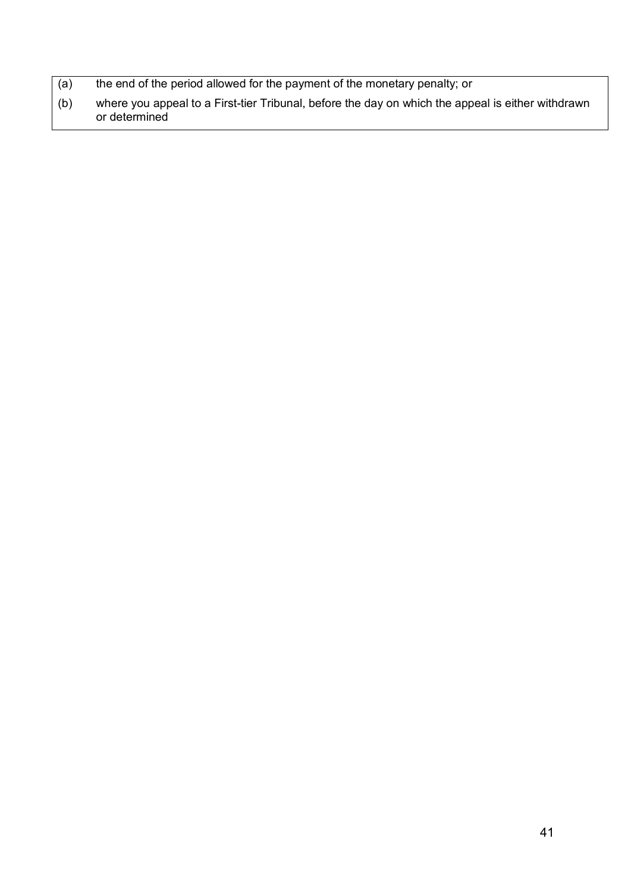| | |
|---|---|
| (a) | the end of the period allowed for the payment of the monetary penalty; or |
| (b) | where you appeal to a First-tier Tribunal, before the day on which the appeal is either withdrawn or determined |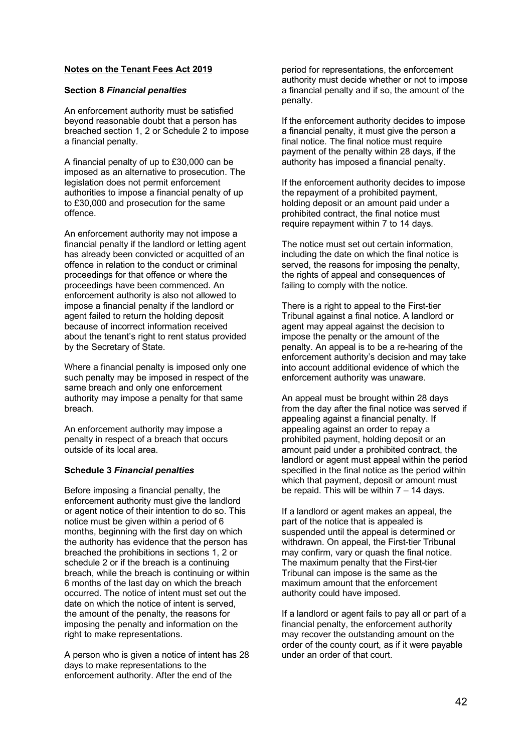**Notes on the Tenant Fees Act 2019**

**Section 8** ***Financial penalties***

An enforcement authority must be satisfied beyond reasonable doubt that a person has breached section 1, 2 or Schedule 2 to impose a financial penalty.

A financial penalty of up to £30,000 can be imposed as an alternative to prosecution. The legislation does not permit enforcement authorities to impose a financial penalty of up to £30,000 and prosecution for the same offence.

An enforcement authority may not impose a financial penalty if the landlord or letting agent has already been convicted or acquitted of an offence in relation to the conduct or criminal proceedings for that offence or where the proceedings have been commenced. An enforcement authority is also not allowed to impose a financial penalty if the landlord or agent failed to return the holding deposit because of incorrect information received about the tenant's right to rent status provided by the Secretary of State.

Where a financial penalty is imposed only one such penalty may be imposed in respect of the same breach and only one enforcement authority may impose a penalty for that same breach.

An enforcement authority may impose a penalty in respect of a breach that occurs outside of its local area.

**Schedule 3** ***Financial penalties***

Before imposing a financial penalty, the enforcement authority must give the landlord or agent notice of their intention to do so. This notice must be given within a period of 6 months, beginning with the first day on which the authority has evidence that the person has breached the prohibitions in sections 1, 2 or schedule 2 or if the breach is a continuing breach, while the breach is continuing or within 6 months of the last day on which the breach occurred. The notice of intent must set out the date on which the notice of intent is served, the amount of the penalty, the reasons for imposing the penalty and information on the right to make representations.

A person who is given a notice of intent has 28 days to make representations to the enforcement authority. After the end of the period for representations, the enforcement authority must decide whether or not to impose a financial penalty and if so, the amount of the penalty.

If the enforcement authority decides to impose a financial penalty, it must give the person a final notice. The final notice must require payment of the penalty within 28 days, if the authority has imposed a financial penalty.

If the enforcement authority decides to impose the repayment of a prohibited payment, holding deposit or an amount paid under a prohibited contract, the final notice must require repayment within 7 to 14 days.

The notice must set out certain information, including the date on which the final notice is served, the reasons for imposing the penalty, the rights of appeal and consequences of failing to comply with the notice.

There is a right to appeal to the First-tier Tribunal against a final notice. A landlord or agent may appeal against the decision to impose the penalty or the amount of the penalty. An appeal is to be a re-hearing of the enforcement authority's decision and may take into account additional evidence of which the enforcement authority was unaware.

An appeal must be brought within 28 days from the day after the final notice was served if appealing against a financial penalty. If appealing against an order to repay a prohibited payment, holding deposit or an amount paid under a prohibited contract, the landlord or agent must appeal within the period specified in the final notice as the period within which that payment, deposit or amount must be repaid. This will be within 7 – 14 days.

If a landlord or agent makes an appeal, the part of the notice that is appealed is suspended until the appeal is determined or withdrawn. On appeal, the First-tier Tribunal may confirm, vary or quash the final notice. The maximum penalty that the First-tier Tribunal can impose is the same as the maximum amount that the enforcement authority could have imposed.

If a landlord or agent fails to pay all or part of a financial penalty, the enforcement authority may recover the outstanding amount on the order of the county court, as if it were payable under an order of that court.